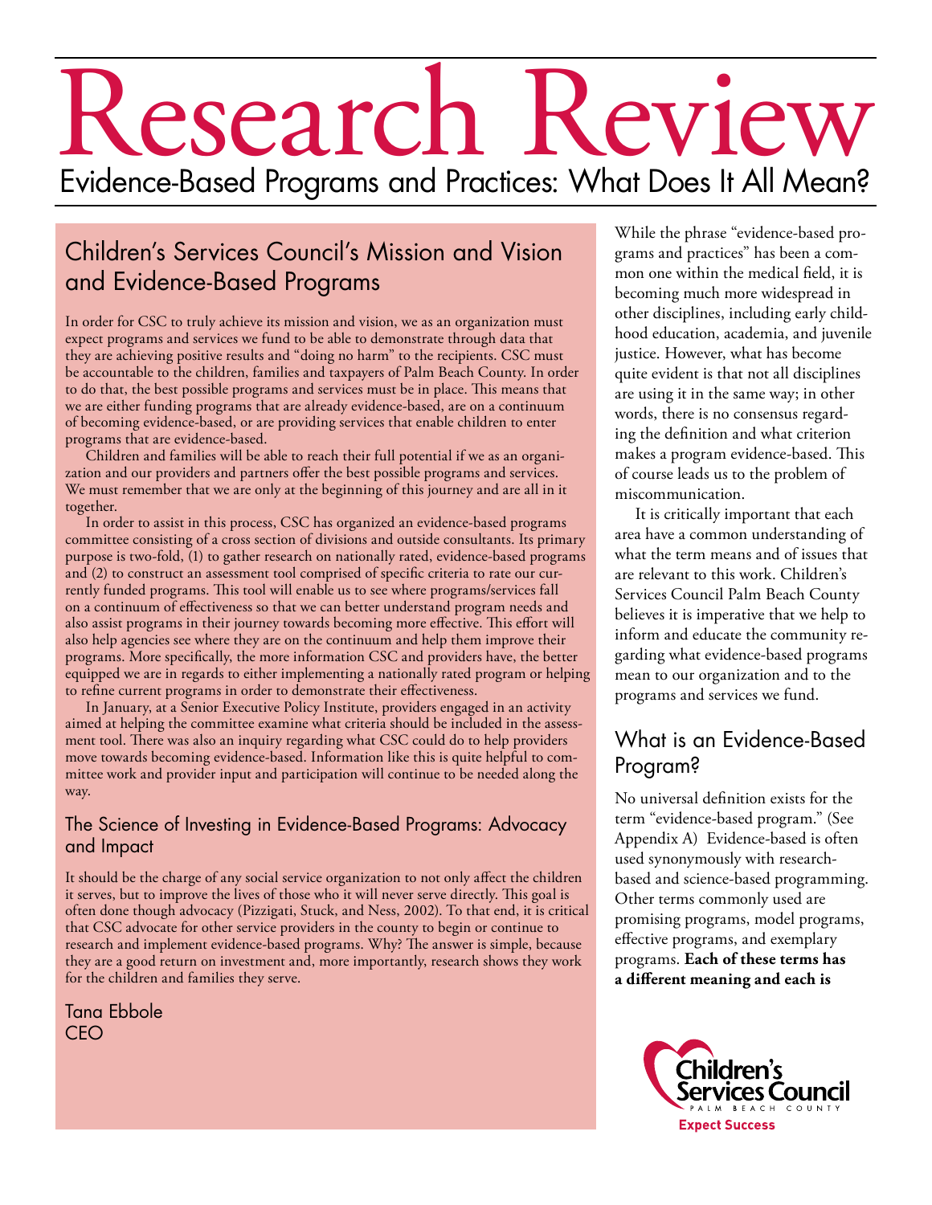# Research Review

## Evidence-Based Programs and Practices: What Does It All Mean?

### Children's Services Council's Mission and Vision and Evidence-Based Programs

In order for CSC to truly achieve its mission and vision, we as an organization must expect programs and services we fund to be able to demonstrate through data that they are achieving positive results and "doing no harm" to the recipients. CSC must be accountable to the children, families and taxpayers of Palm Beach County. In order to do that, the best possible programs and services must be in place. This means that we are either funding programs that are already evidence-based, are on a continuum of becoming evidence-based, or are providing services that enable children to enter programs that are evidence-based.

Children and families will be able to reach their full potential if we as an organization and our providers and partners offer the best possible programs and services. We must remember that we are only at the beginning of this journey and are all in it together.

In order to assist in this process, CSC has organized an evidence-based programs committee consisting of a cross section of divisions and outside consultants. Its primary purpose is two-fold, (1) to gather research on nationally rated, evidence-based programs and (2) to construct an assessment tool comprised of specific criteria to rate our currently funded programs. This tool will enable us to see where programs/services fall on a continuum of effectiveness so that we can better understand program needs and also assist programs in their journey towards becoming more effective. This effort will also help agencies see where they are on the continuum and help them improve their programs. More specifically, the more information CSC and providers have, the better equipped we are in regards to either implementing a nationally rated program or helping to refine current programs in order to demonstrate their effectiveness.

In January, at a Senior Executive Policy Institute, providers engaged in an activity aimed at helping the committee examine what criteria should be included in the assessment tool. There was also an inquiry regarding what CSC could do to help providers move towards becoming evidence-based. Information like this is quite helpful to committee work and provider input and participation will continue to be needed along the way.

#### The Science of Investing in Evidence-Based Programs: Advocacy and Impact

It should be the charge of any social service organization to not only affect the children it serves, but to improve the lives of those who it will never serve directly. This goal is often done though advocacy (Pizzigati, Stuck, and Ness, 2002). To that end, it is critical that CSC advocate for other service providers in the county to begin or continue to research and implement evidence-based programs. Why? The answer is simple, because they are a good return on investment and, more importantly, research shows they work for the children and families they serve.

Tana Ebbole
CEO

While the phrase "evidence-based programs and practices" has been a common one within the medical field, it is becoming much more widespread in other disciplines, including early childhood education, academia, and juvenile justice. However, what has become quite evident is that not all disciplines are using it in the same way; in other words, there is no consensus regarding the definition and what criterion makes a program evidence-based. This of course leads us to the problem of miscommunication.

It is critically important that each area have a common understanding of what the term means and of issues that are relevant to this work. Children's Services Council Palm Beach County believes it is imperative that we help to inform and educate the community regarding what evidence-based programs mean to our organization and to the programs and services we fund.

### What is an Evidence-Based Program?

No universal definition exists for the term "evidence-based program." (See Appendix A) Evidence-based is often used synonymously with research-based and science-based programming. Other terms commonly used are promising programs, model programs, effective programs, and exemplary programs. **Each of these terms has a different meaning and each is**

Children's Services Council
PALM BEACH COUNTY
Expect Success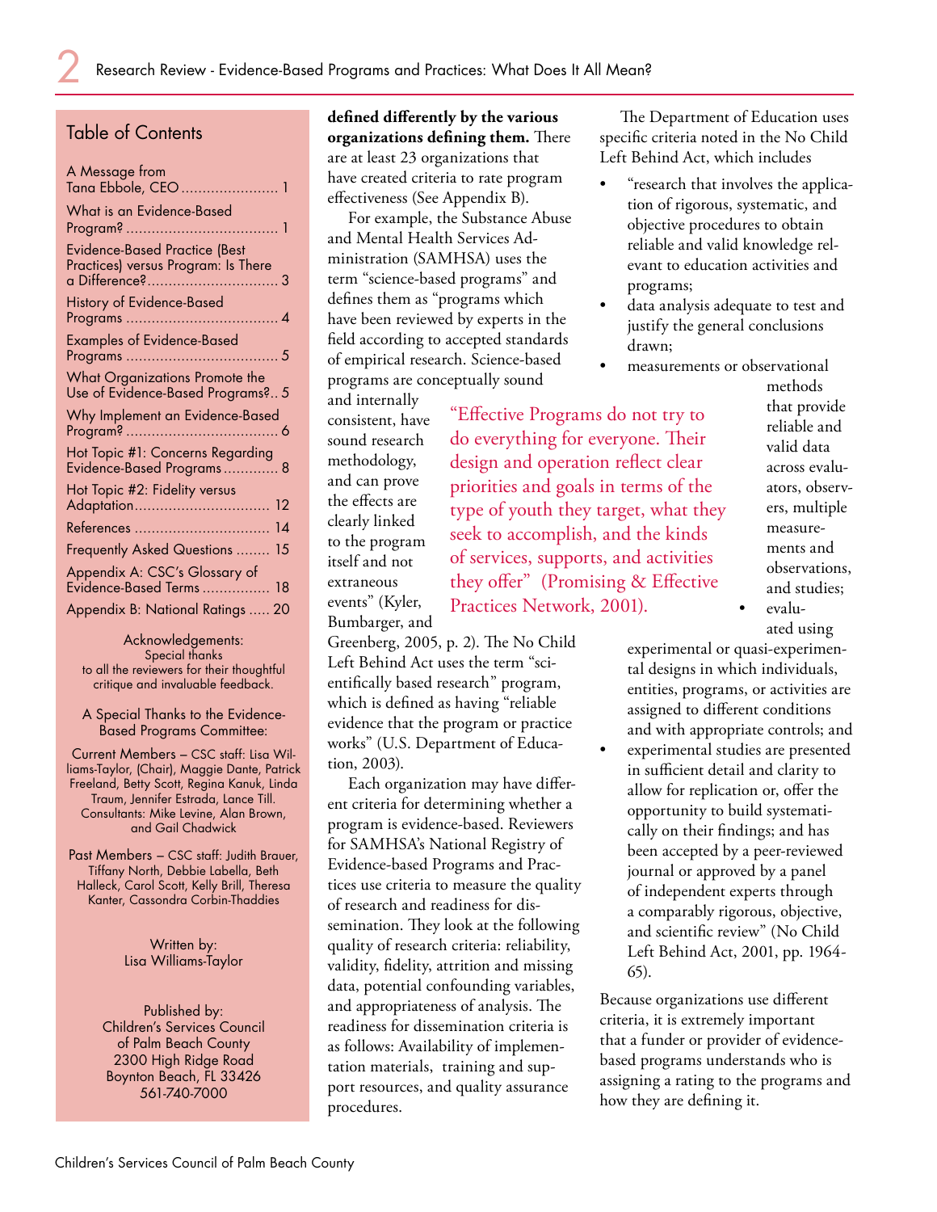## Table of Contents

A Message from Tana Ebbole, CEO ....................... 1

What is an Evidence-Based Program? .................................... 1

Evidence-Based Practice (Best Practices) versus Program: Is There a Difference?............................... 3

History of Evidence-Based Programs .................................... 4

Examples of Evidence-Based Programs .................................... 5

What Organizations Promote the Use of Evidence-Based Programs?.. 5

Why Implement an Evidence-Based Program? .................................... 6

Hot Topic #1: Concerns Regarding Evidence-Based Programs ............. 8

Hot Topic #2: Fidelity versus Adaptation................................ 12

References ................................ 14

Frequently Asked Questions ........ 15

Appendix A: CSC's Glossary of Evidence-Based Terms ................ 18

Appendix B: National Ratings ..... 20

Acknowledgements:
Special thanks to all the reviewers for their thoughtful critique and invaluable feedback.

A Special Thanks to the Evidence-Based Programs Committee:

Current Members – CSC staff: Lisa Williams-Taylor, (Chair), Maggie Dante, Patrick Freeland, Betty Scott, Regina Kanuk, Linda Traum, Jennifer Estrada, Lance Till. Consultants: Mike Levine, Alan Brown, and Gail Chadwick

Past Members – CSC staff: Judith Brauer, Tiffany North, Debbie Labella, Beth Halleck, Carol Scott, Kelly Brill, Theresa Kanter, Cassondra Corbin-Thaddies

Written by:
Lisa Williams-Taylor

Published by:
Children's Services Council of Palm Beach County
2300 High Ridge Road
Boynton Beach, FL 33426
561-740-7000

---

**defined differently by the various organizations defining them.** There are at least 23 organizations that have created criteria to rate program effectiveness (See Appendix B).

For example, the Substance Abuse and Mental Health Services Administration (SAMHSA) uses the term "science-based programs" and defines them as "programs which have been reviewed by experts in the field according to accepted standards of empirical research. Science-based programs are conceptually sound and internally consistent, have sound research methodology, and can prove the effects are clearly linked to the program itself and not extraneous events" (Kyler, Bumbarger, and Greenberg, 2005, p. 2). The No Child Left Behind Act uses the term "scientifically based research" program, which is defined as having "reliable evidence that the program or practice works" (U.S. Department of Education, 2003).

> "Effective Programs do not try to do everything for everyone. Their design and operation reflect clear priorities and goals in terms of the type of youth they target, what they seek to accomplish, and the kinds of services, supports, and activities they offer" (Promising & Effective Practices Network, 2001).

Each organization may have different criteria for determining whether a program is evidence-based. Reviewers for SAMHSA's National Registry of Evidence-based Programs and Practices use criteria to measure the quality of research and readiness for dissemination. They look at the following quality of research criteria: reliability, validity, fidelity, attrition and missing data, potential confounding variables, and appropriateness of analysis. The readiness for dissemination criteria is as follows: Availability of implementation materials, training and support resources, and quality assurance procedures.

The Department of Education uses specific criteria noted in the No Child Left Behind Act, which includes

- "research that involves the application of rigorous, systematic, and objective procedures to obtain reliable and valid knowledge relevant to education activities and programs;
- data analysis adequate to test and justify the general conclusions drawn;
- measurements or observational methods that provide reliable and valid data across evaluators, observers, multiple measurements and observations, and studies;
- evaluated using experimental or quasi-experimental designs in which individuals, entities, programs, or activities are assigned to different conditions and with appropriate controls; and
- experimental studies are presented in sufficient detail and clarity to allow for replication or, offer the opportunity to build systematically on their findings; and has been accepted by a peer-reviewed journal or approved by a panel of independent experts through a comparably rigorous, objective, and scientific review" (No Child Left Behind Act, 2001, pp. 1964-65).

Because organizations use different criteria, it is extremely important that a funder or provider of evidence-based programs understands who is assigning a rating to the programs and how they are defining it.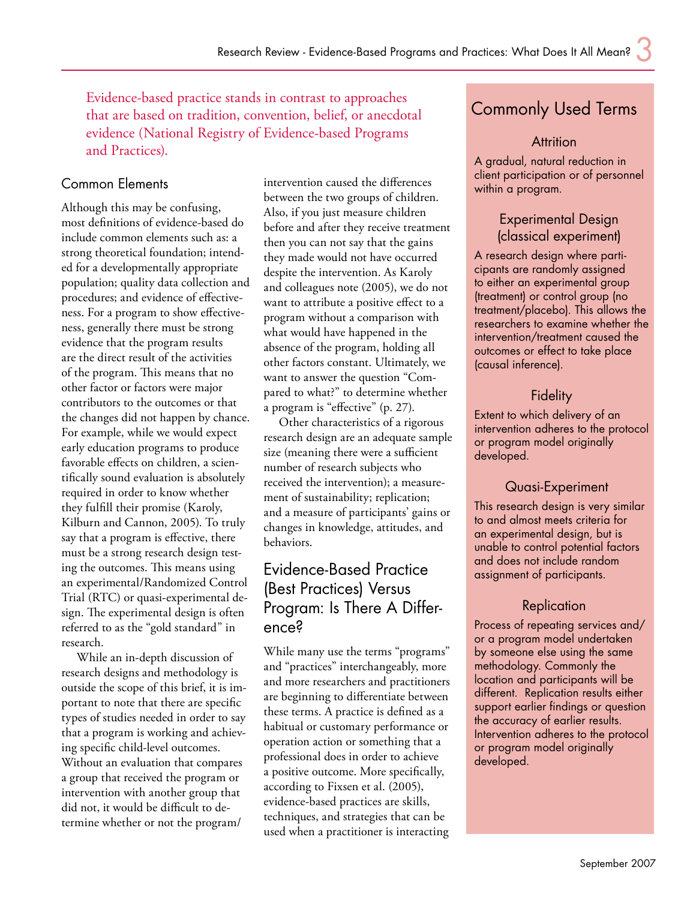Evidence-based practice stands in contrast to approaches that are based on tradition, convention, belief, or anecdotal evidence (National Registry of Evidence-based Programs and Practices).

## Common Elements

Although this may be confusing, most definitions of evidence-based do include common elements such as: a strong theoretical foundation; intended for a developmentally appropriate population; quality data collection and procedures; and evidence of effectiveness. For a program to show effectiveness, generally there must be strong evidence that the program results are the direct result of the activities of the program. This means that no other factor or factors were major contributors to the outcomes or that the changes did not happen by chance. For example, while we would expect early education programs to produce favorable effects on children, a scientifically sound evaluation is absolutely required in order to know whether they fulfill their promise (Karoly, Kilburn and Cannon, 2005). To truly say that a program is effective, there must be a strong research design testing the outcomes. This means using an experimental/Randomized Control Trial (RTC) or quasi-experimental design. The experimental design is often referred to as the "gold standard" in research.

While an in-depth discussion of research designs and methodology is outside the scope of this brief, it is important to note that there are specific types of studies needed in order to say that a program is working and achieving specific child-level outcomes. Without an evaluation that compares a group that received the program or intervention with another group that did not, it would be difficult to determine whether or not the program/intervention caused the differences between the two groups of children. Also, if you just measure children before and after they receive treatment then you can not say that the gains they made would not have occurred despite the intervention. As Karoly and colleagues note (2005), we do not want to attribute a positive effect to a program without a comparison with what would have happened in the absence of the program, holding all other factors constant. Ultimately, we want to answer the question "Compared to what?" to determine whether a program is "effective" (p. 27).

Other characteristics of a rigorous research design are an adequate sample size (meaning there were a sufficient number of research subjects who received the intervention); a measurement of sustainability; replication; and a measure of participants' gains or changes in knowledge, attitudes, and behaviors.

## Evidence-Based Practice (Best Practices) Versus Program: Is There A Difference?

While many use the terms "programs" and "practices" interchangeably, more and more researchers and practitioners are beginning to differentiate between these terms. A practice is defined as a habitual or customary performance or operation action or something that a professional does in order to achieve a positive outcome. More specifically, according to Fixsen et al. (2005), evidence-based practices are skills, techniques, and strategies that can be used when a practitioner is interacting

## Commonly Used Terms

### Attrition

A gradual, natural reduction in client participation or of personnel within a program.

### Experimental Design (classical experiment)

A research design where participants are randomly assigned to either an experimental group (treatment) or control group (no treatment/placebo). This allows the researchers to examine whether the intervention/treatment caused the outcomes or effect to take place (causal inference).

### Fidelity

Extent to which delivery of an intervention adheres to the protocol or program model originally developed.

### Quasi-Experiment

This research design is very similar to and almost meets criteria for an experimental design, but is unable to control potential factors and does not include random assignment of participants.

### Replication

Process of repeating services and/or a program model undertaken by someone else using the same methodology. Commonly the location and participants will be different. Replication results either support earlier findings or question the accuracy of earlier results. Intervention adheres to the protocol or program model originally developed.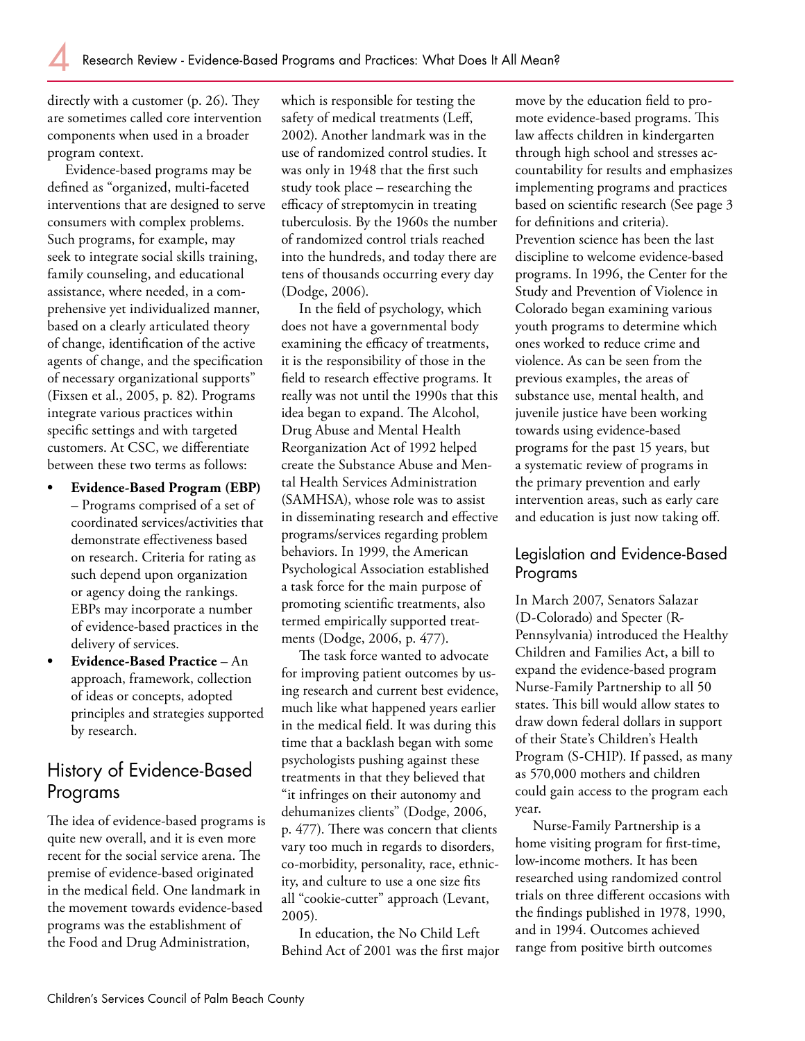directly with a customer (p. 26). They are sometimes called core intervention components when used in a broader program context.

Evidence-based programs may be defined as "organized, multi-faceted interventions that are designed to serve consumers with complex problems. Such programs, for example, may seek to integrate social skills training, family counseling, and educational assistance, where needed, in a comprehensive yet individualized manner, based on a clearly articulated theory of change, identification of the active agents of change, and the specification of necessary organizational supports" (Fixsen et al., 2005, p. 82). Programs integrate various practices within specific settings and with targeted customers. At CSC, we differentiate between these two terms as follows:

- **Evidence-Based Program (EBP)** – Programs comprised of a set of coordinated services/activities that demonstrate effectiveness based on research. Criteria for rating as such depend upon organization or agency doing the rankings. EBPs may incorporate a number of evidence-based practices in the delivery of services.
- **Evidence-Based Practice** – An approach, framework, collection of ideas or concepts, adopted principles and strategies supported by research.

## History of Evidence-Based Programs

The idea of evidence-based programs is quite new overall, and it is even more recent for the social service arena. The premise of evidence-based originated in the medical field. One landmark in the movement towards evidence-based programs was the establishment of the Food and Drug Administration, which is responsible for testing the safety of medical treatments (Leff, 2002). Another landmark was in the use of randomized control studies. It was only in 1948 that the first such study took place – researching the efficacy of streptomycin in treating tuberculosis. By the 1960s the number of randomized control trials reached into the hundreds, and today there are tens of thousands occurring every day (Dodge, 2006).

In the field of psychology, which does not have a governmental body examining the efficacy of treatments, it is the responsibility of those in the field to research effective programs. It really was not until the 1990s that this idea began to expand. The Alcohol, Drug Abuse and Mental Health Reorganization Act of 1992 helped create the Substance Abuse and Mental Health Services Administration (SAMHSA), whose role was to assist in disseminating research and effective programs/services regarding problem behaviors. In 1999, the American Psychological Association established a task force for the main purpose of promoting scientific treatments, also termed empirically supported treatments (Dodge, 2006, p. 477).

The task force wanted to advocate for improving patient outcomes by using research and current best evidence, much like what happened years earlier in the medical field. It was during this time that a backlash began with some psychologists pushing against these treatments in that they believed that "it infringes on their autonomy and dehumanizes clients" (Dodge, 2006, p. 477). There was concern that clients vary too much in regards to disorders, co-morbidity, personality, race, ethnicity, and culture to use a one size fits all "cookie-cutter" approach (Levant, 2005).

In education, the No Child Left Behind Act of 2001 was the first major move by the education field to promote evidence-based programs. This law affects children in kindergarten through high school and stresses accountability for results and emphasizes implementing programs and practices based on scientific research (See page 3 for definitions and criteria). Prevention science has been the last discipline to welcome evidence-based programs. In 1996, the Center for the Study and Prevention of Violence in Colorado began examining various youth programs to determine which ones worked to reduce crime and violence. As can be seen from the previous examples, the areas of substance use, mental health, and juvenile justice have been working towards using evidence-based programs for the past 15 years, but a systematic review of programs in the primary prevention and early intervention areas, such as early care and education is just now taking off.

## Legislation and Evidence-Based Programs

In March 2007, Senators Salazar (D-Colorado) and Specter (R-Pennsylvania) introduced the Healthy Children and Families Act, a bill to expand the evidence-based program Nurse-Family Partnership to all 50 states. This bill would allow states to draw down federal dollars in support of their State's Children's Health Program (S-CHIP). If passed, as many as 570,000 mothers and children could gain access to the program each year.

Nurse-Family Partnership is a home visiting program for first-time, low-income mothers. It has been researched using randomized control trials on three different occasions with the findings published in 1978, 1990, and in 1994. Outcomes achieved range from positive birth outcomes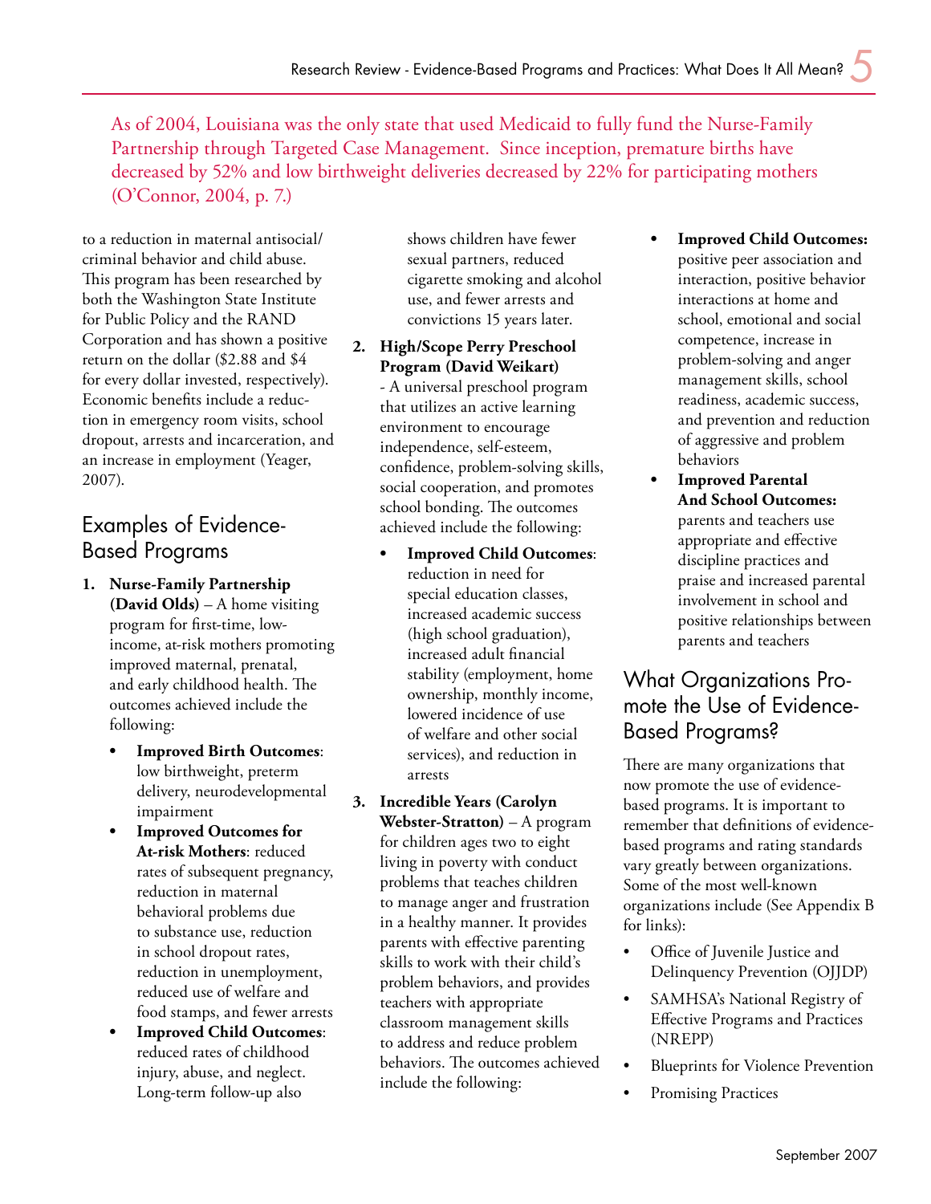As of 2004, Louisiana was the only state that used Medicaid to fully fund the Nurse-Family Partnership through Targeted Case Management. Since inception, premature births have decreased by 52% and low birthweight deliveries decreased by 22% for participating mothers (O'Connor, 2004, p. 7.)

to a reduction in maternal antisocial/criminal behavior and child abuse. This program has been researched by both the Washington State Institute for Public Policy and the RAND Corporation and has shown a positive return on the dollar ($2.88 and $4 for every dollar invested, respectively). Economic benefits include a reduction in emergency room visits, school dropout, arrests and incarceration, and an increase in employment (Yeager, 2007).

## Examples of Evidence-Based Programs

1. **Nurse-Family Partnership (David Olds)** – A home visiting program for first-time, low-income, at-risk mothers promoting improved maternal, prenatal, and early childhood health. The outcomes achieved include the following:
   - **Improved Birth Outcomes**: low birthweight, preterm delivery, neurodevelopmental impairment
   - **Improved Outcomes for At-risk Mothers**: reduced rates of subsequent pregnancy, reduction in maternal behavioral problems due to substance use, reduction in school dropout rates, reduction in unemployment, reduced use of welfare and food stamps, and fewer arrests
   - **Improved Child Outcomes**: reduced rates of childhood injury, abuse, and neglect. Long-term follow-up also shows children have fewer sexual partners, reduced cigarette smoking and alcohol use, and fewer arrests and convictions 15 years later.
2. **High/Scope Perry Preschool Program (David Weikart)** - A universal preschool program that utilizes an active learning environment to encourage independence, self-esteem, confidence, problem-solving skills, social cooperation, and promotes school bonding. The outcomes achieved include the following:
   - **Improved Child Outcomes**: reduction in need for special education classes, increased academic success (high school graduation), increased adult financial stability (employment, home ownership, monthly income, lowered incidence of use of welfare and other social services), and reduction in arrests
3. **Incredible Years (Carolyn Webster-Stratton)** – A program for children ages two to eight living in poverty with conduct problems that teaches children to manage anger and frustration in a healthy manner. It provides parents with effective parenting skills to work with their child's problem behaviors, and provides teachers with appropriate classroom management skills to address and reduce problem behaviors. The outcomes achieved include the following:
   - **Improved Child Outcomes:** positive peer association and interaction, positive behavior interactions at home and school, emotional and social competence, increase in problem-solving and anger management skills, school readiness, academic success, and prevention and reduction of aggressive and problem behaviors
   - **Improved Parental And School Outcomes:** parents and teachers use appropriate and effective discipline practices and praise and increased parental involvement in school and positive relationships between parents and teachers

## What Organizations Promote the Use of Evidence-Based Programs?

There are many organizations that now promote the use of evidence-based programs. It is important to remember that definitions of evidence-based programs and rating standards vary greatly between organizations. Some of the most well-known organizations include (See Appendix B for links):

- Office of Juvenile Justice and Delinquency Prevention (OJJDP)
- SAMHSA's National Registry of Effective Programs and Practices (NREPP)
- Blueprints for Violence Prevention
- Promising Practices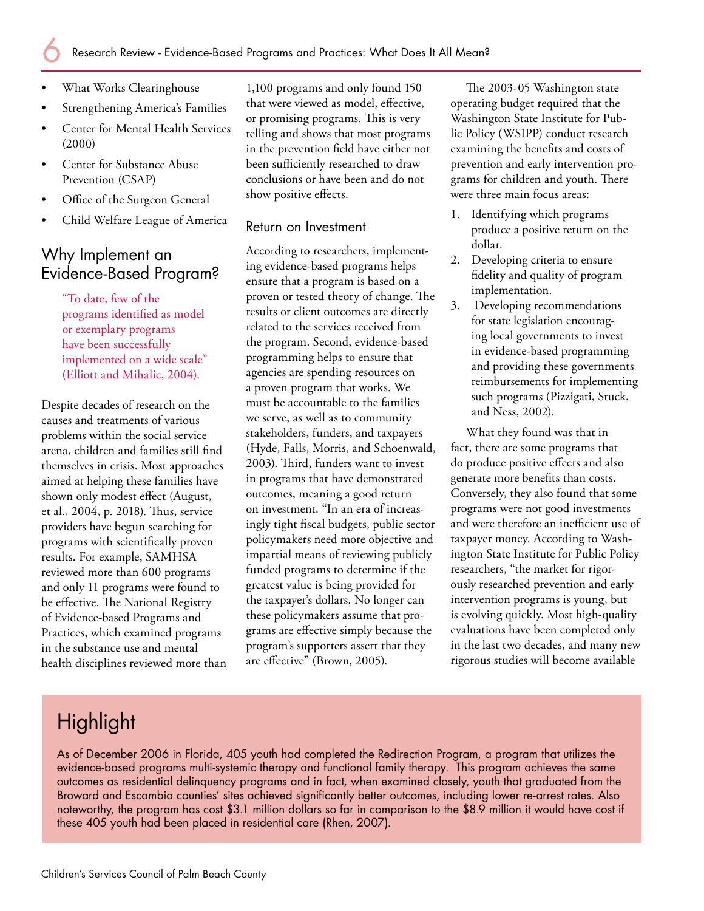- What Works Clearinghouse
- Strengthening America's Families
- Center for Mental Health Services (2000)
- Center for Substance Abuse Prevention (CSAP)
- Office of the Surgeon General
- Child Welfare League of America

## Why Implement an Evidence-Based Program?

> "To date, few of the programs identified as model or exemplary programs have been successfully implemented on a wide scale" (Elliott and Mihalic, 2004).

Despite decades of research on the causes and treatments of various problems within the social service arena, children and families still find themselves in crisis. Most approaches aimed at helping these families have shown only modest effect (August, et al., 2004, p. 2018). Thus, service providers have begun searching for programs with scientifically proven results. For example, SAMHSA reviewed more than 600 programs and only 11 programs were found to be effective. The National Registry of Evidence-based Programs and Practices, which examined programs in the substance use and mental health disciplines reviewed more than 1,100 programs and only found 150 that were viewed as model, effective, or promising programs. This is very telling and shows that most programs in the prevention field have either not been sufficiently researched to draw conclusions or have been and do not show positive effects.

### Return on Investment

According to researchers, implementing evidence-based programs helps ensure that a program is based on a proven or tested theory of change. The results or client outcomes are directly related to the services received from the program. Second, evidence-based programming helps to ensure that agencies are spending resources on a proven program that works. We must be accountable to the families we serve, as well as to community stakeholders, funders, and taxpayers (Hyde, Falls, Morris, and Schoenwald, 2003). Third, funders want to invest in programs that have demonstrated outcomes, meaning a good return on investment. "In an era of increasingly tight fiscal budgets, public sector policymakers need more objective and impartial means of reviewing publicly funded programs to determine if the greatest value is being provided for the taxpayer's dollars. No longer can these policymakers assume that programs are effective simply because the program's supporters assert that they are effective" (Brown, 2005).

The 2003-05 Washington state operating budget required that the Washington State Institute for Public Policy (WSIPP) conduct research examining the benefits and costs of prevention and early intervention programs for children and youth. There were three main focus areas:

1. Identifying which programs produce a positive return on the dollar.
2. Developing criteria to ensure fidelity and quality of program implementation.
3. Developing recommendations for state legislation encouraging local governments to invest in evidence-based programming and providing these governments reimbursements for implementing such programs (Pizzigati, Stuck, and Ness, 2002).

What they found was that in fact, there are some programs that do produce positive effects and also generate more benefits than costs. Conversely, they also found that some programs were not good investments and were therefore an inefficient use of taxpayer money. According to Washington State Institute for Public Policy researchers, "the market for rigorously researched prevention and early intervention programs is young, but is evolving quickly. Most high-quality evaluations have been completed only in the last two decades, and many new rigorous studies will become available

## Highlight

As of December 2006 in Florida, 405 youth had completed the Redirection Program, a program that utilizes the evidence-based programs multi-systemic therapy and functional family therapy. This program achieves the same outcomes as residential delinquency programs and in fact, when examined closely, youth that graduated from the Broward and Escambia counties' sites achieved significantly better outcomes, including lower re-arrest rates. Also noteworthy, the program has cost $3.1 million dollars so far in comparison to the $8.9 million it would have cost if these 405 youth had been placed in residential care (Rhen, 2007).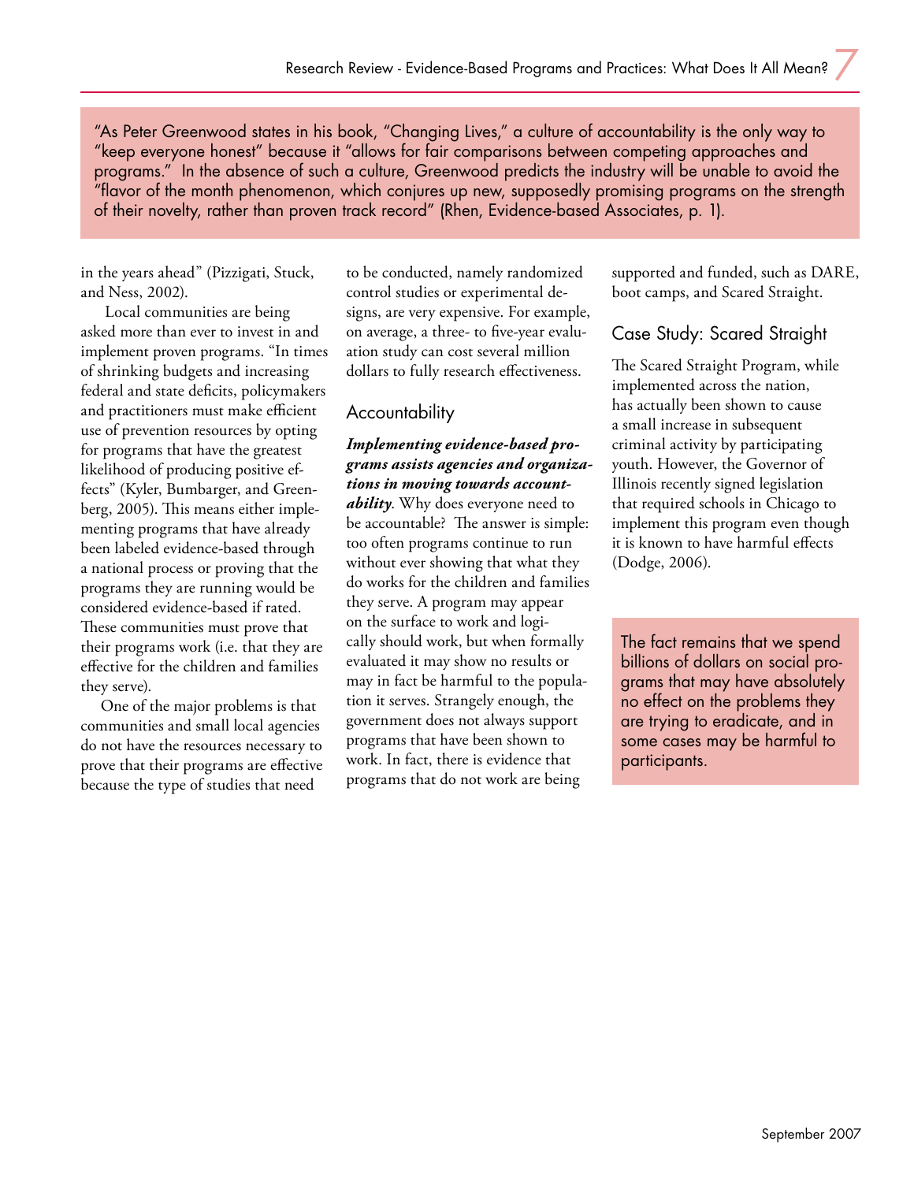> "As Peter Greenwood states in his book, "Changing Lives," a culture of accountability is the only way to "keep everyone honest" because it "allows for fair comparisons between competing approaches and programs." In the absence of such a culture, Greenwood predicts the industry will be unable to avoid the "flavor of the month phenomenon, which conjures up new, supposedly promising programs on the strength of their novelty, rather than proven track record" (Rhen, Evidence-based Associates, p. 1).

in the years ahead" (Pizzigati, Stuck, and Ness, 2002).

Local communities are being asked more than ever to invest in and implement proven programs. "In times of shrinking budgets and increasing federal and state deficits, policymakers and practitioners must make efficient use of prevention resources by opting for programs that have the greatest likelihood of producing positive effects" (Kyler, Bumbarger, and Greenberg, 2005). This means either implementing programs that have already been labeled evidence-based through a national process or proving that the programs they are running would be considered evidence-based if rated. These communities must prove that their programs work (i.e. that they are effective for the children and families they serve).

One of the major problems is that communities and small local agencies do not have the resources necessary to prove that their programs are effective because the type of studies that need to be conducted, namely randomized control studies or experimental designs, are very expensive. For example, on average, a three- to five-year evaluation study can cost several million dollars to fully research effectiveness.

## Accountability

***Implementing evidence-based programs assists agencies and organizations in moving towards accountability***. Why does everyone need to be accountable? The answer is simple: too often programs continue to run without ever showing that what they do works for the children and families they serve. A program may appear on the surface to work and logically should work, but when formally evaluated it may show no results or may in fact be harmful to the population it serves. Strangely enough, the government does not always support programs that have been shown to work. In fact, there is evidence that programs that do not work are being supported and funded, such as DARE, boot camps, and Scared Straight.

## Case Study: Scared Straight

The Scared Straight Program, while implemented across the nation, has actually been shown to cause a small increase in subsequent criminal activity by participating youth. However, the Governor of Illinois recently signed legislation that required schools in Chicago to implement this program even though it is known to have harmful effects (Dodge, 2006).

> The fact remains that we spend billions of dollars on social programs that may have absolutely no effect on the problems they are trying to eradicate, and in some cases may be harmful to participants.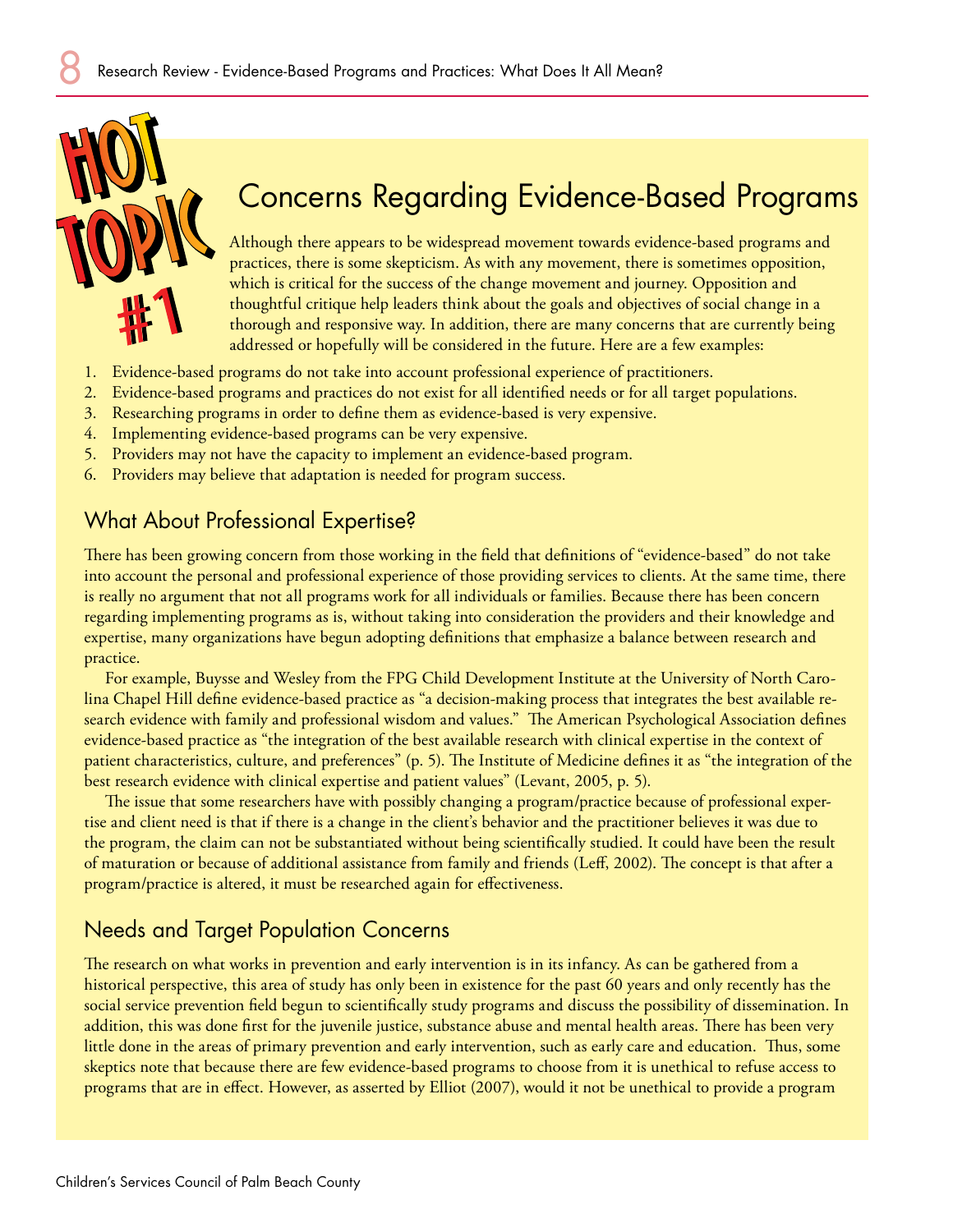# HOT TOPIC #1

## Concerns Regarding Evidence-Based Programs

Although there appears to be widespread movement towards evidence-based programs and practices, there is some skepticism. As with any movement, there is sometimes opposition, which is critical for the success of the change movement and journey. Opposition and thoughtful critique help leaders think about the goals and objectives of social change in a thorough and responsive way. In addition, there are many concerns that are currently being addressed or hopefully will be considered in the future. Here are a few examples:

1. Evidence-based programs do not take into account professional experience of practitioners.
2. Evidence-based programs and practices do not exist for all identified needs or for all target populations.
3. Researching programs in order to define them as evidence-based is very expensive.
4. Implementing evidence-based programs can be very expensive.
5. Providers may not have the capacity to implement an evidence-based program.
6. Providers may believe that adaptation is needed for program success.

### What About Professional Expertise?

There has been growing concern from those working in the field that definitions of "evidence-based" do not take into account the personal and professional experience of those providing services to clients. At the same time, there is really no argument that not all programs work for all individuals or families. Because there has been concern regarding implementing programs as is, without taking into consideration the providers and their knowledge and expertise, many organizations have begun adopting definitions that emphasize a balance between research and practice.

For example, Buysse and Wesley from the FPG Child Development Institute at the University of North Carolina Chapel Hill define evidence-based practice as "a decision-making process that integrates the best available research evidence with family and professional wisdom and values." The American Psychological Association defines evidence-based practice as "the integration of the best available research with clinical expertise in the context of patient characteristics, culture, and preferences" (p. 5). The Institute of Medicine defines it as "the integration of the best research evidence with clinical expertise and patient values" (Levant, 2005, p. 5).

The issue that some researchers have with possibly changing a program/practice because of professional expertise and client need is that if there is a change in the client's behavior and the practitioner believes it was due to the program, the claim can not be substantiated without being scientifically studied. It could have been the result of maturation or because of additional assistance from family and friends (Leff, 2002). The concept is that after a program/practice is altered, it must be researched again for effectiveness.

### Needs and Target Population Concerns

The research on what works in prevention and early intervention is in its infancy. As can be gathered from a historical perspective, this area of study has only been in existence for the past 60 years and only recently has the social service prevention field begun to scientifically study programs and discuss the possibility of dissemination. In addition, this was done first for the juvenile justice, substance abuse and mental health areas. There has been very little done in the areas of primary prevention and early intervention, such as early care and education. Thus, some skeptics note that because there are few evidence-based programs to choose from it is unethical to refuse access to programs that are in effect. However, as asserted by Elliot (2007), would it not be unethical to provide a program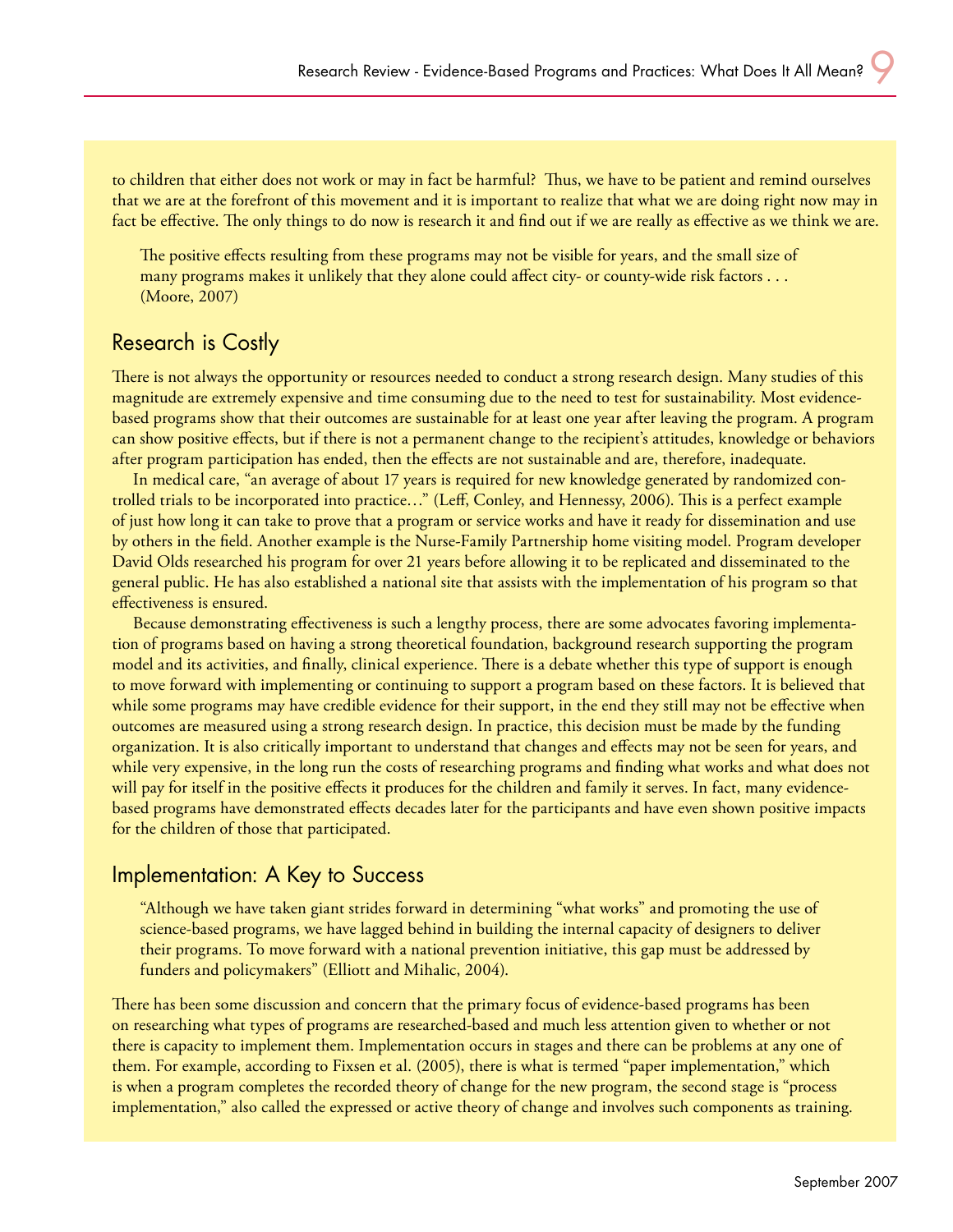to children that either does not work or may in fact be harmful? Thus, we have to be patient and remind ourselves that we are at the forefront of this movement and it is important to realize that what we are doing right now may in fact be effective. The only things to do now is research it and find out if we are really as effective as we think we are.

> The positive effects resulting from these programs may not be visible for years, and the small size of many programs makes it unlikely that they alone could affect city- or county-wide risk factors . . . (Moore, 2007)

## Research is Costly

There is not always the opportunity or resources needed to conduct a strong research design. Many studies of this magnitude are extremely expensive and time consuming due to the need to test for sustainability. Most evidence-based programs show that their outcomes are sustainable for at least one year after leaving the program. A program can show positive effects, but if there is not a permanent change to the recipient's attitudes, knowledge or behaviors after program participation has ended, then the effects are not sustainable and are, therefore, inadequate.

In medical care, "an average of about 17 years is required for new knowledge generated by randomized controlled trials to be incorporated into practice…" (Leff, Conley, and Hennessy, 2006). This is a perfect example of just how long it can take to prove that a program or service works and have it ready for dissemination and use by others in the field. Another example is the Nurse-Family Partnership home visiting model. Program developer David Olds researched his program for over 21 years before allowing it to be replicated and disseminated to the general public. He has also established a national site that assists with the implementation of his program so that effectiveness is ensured.

Because demonstrating effectiveness is such a lengthy process, there are some advocates favoring implementation of programs based on having a strong theoretical foundation, background research supporting the program model and its activities, and finally, clinical experience. There is a debate whether this type of support is enough to move forward with implementing or continuing to support a program based on these factors. It is believed that while some programs may have credible evidence for their support, in the end they still may not be effective when outcomes are measured using a strong research design. In practice, this decision must be made by the funding organization. It is also critically important to understand that changes and effects may not be seen for years, and while very expensive, in the long run the costs of researching programs and finding what works and what does not will pay for itself in the positive effects it produces for the children and family it serves. In fact, many evidence-based programs have demonstrated effects decades later for the participants and have even shown positive impacts for the children of those that participated.

## Implementation: A Key to Success

> "Although we have taken giant strides forward in determining "what works" and promoting the use of science-based programs, we have lagged behind in building the internal capacity of designers to deliver their programs. To move forward with a national prevention initiative, this gap must be addressed by funders and policymakers" (Elliott and Mihalic, 2004).

There has been some discussion and concern that the primary focus of evidence-based programs has been on researching what types of programs are researched-based and much less attention given to whether or not there is capacity to implement them. Implementation occurs in stages and there can be problems at any one of them. For example, according to Fixsen et al. (2005), there is what is termed "paper implementation," which is when a program completes the recorded theory of change for the new program, the second stage is "process implementation," also called the expressed or active theory of change and involves such components as training.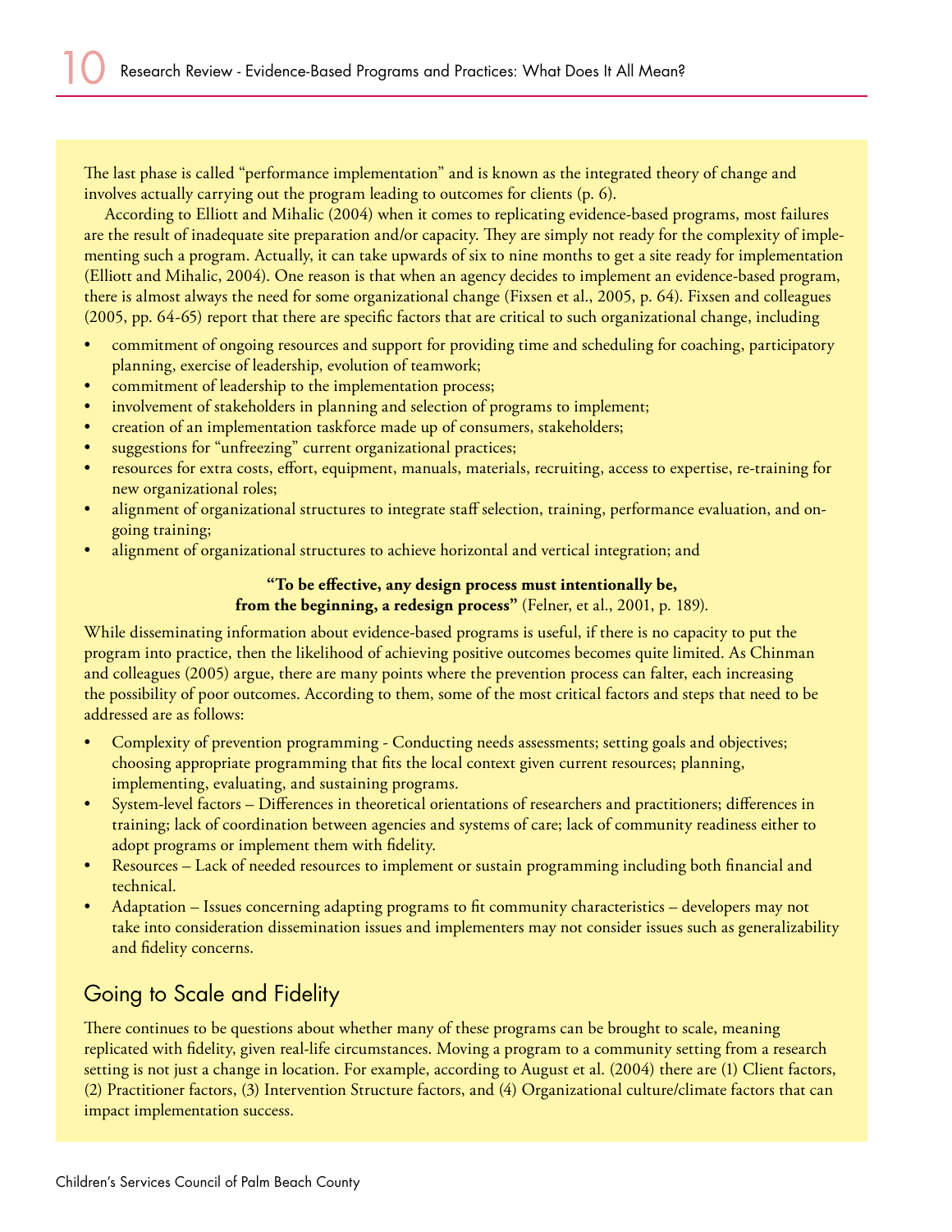The last phase is called "performance implementation" and is known as the integrated theory of change and involves actually carrying out the program leading to outcomes for clients (p. 6).

According to Elliott and Mihalic (2004) when it comes to replicating evidence-based programs, most failures are the result of inadequate site preparation and/or capacity. They are simply not ready for the complexity of implementing such a program. Actually, it can take upwards of six to nine months to get a site ready for implementation (Elliott and Mihalic, 2004). One reason is that when an agency decides to implement an evidence-based program, there is almost always the need for some organizational change (Fixsen et al., 2005, p. 64). Fixsen and colleagues (2005, pp. 64-65) report that there are specific factors that are critical to such organizational change, including

- commitment of ongoing resources and support for providing time and scheduling for coaching, participatory planning, exercise of leadership, evolution of teamwork;
- commitment of leadership to the implementation process;
- involvement of stakeholders in planning and selection of programs to implement;
- creation of an implementation taskforce made up of consumers, stakeholders;
- suggestions for "unfreezing" current organizational practices;
- resources for extra costs, effort, equipment, manuals, materials, recruiting, access to expertise, re-training for new organizational roles;
- alignment of organizational structures to integrate staff selection, training, performance evaluation, and ongoing training;
- alignment of organizational structures to achieve horizontal and vertical integration; and

**"To be effective, any design process must intentionally be, from the beginning, a redesign process"** (Felner, et al., 2001, p. 189).

While disseminating information about evidence-based programs is useful, if there is no capacity to put the program into practice, then the likelihood of achieving positive outcomes becomes quite limited. As Chinman and colleagues (2005) argue, there are many points where the prevention process can falter, each increasing the possibility of poor outcomes. According to them, some of the most critical factors and steps that need to be addressed are as follows:

- Complexity of prevention programming - Conducting needs assessments; setting goals and objectives; choosing appropriate programming that fits the local context given current resources; planning, implementing, evaluating, and sustaining programs.
- System-level factors – Differences in theoretical orientations of researchers and practitioners; differences in training; lack of coordination between agencies and systems of care; lack of community readiness either to adopt programs or implement them with fidelity.
- Resources – Lack of needed resources to implement or sustain programming including both financial and technical.
- Adaptation – Issues concerning adapting programs to fit community characteristics – developers may not take into consideration dissemination issues and implementers may not consider issues such as generalizability and fidelity concerns.

## Going to Scale and Fidelity

There continues to be questions about whether many of these programs can be brought to scale, meaning replicated with fidelity, given real-life circumstances. Moving a program to a community setting from a research setting is not just a change in location. For example, according to August et al. (2004) there are (1) Client factors, (2) Practitioner factors, (3) Intervention Structure factors, and (4) Organizational culture/climate factors that can impact implementation success.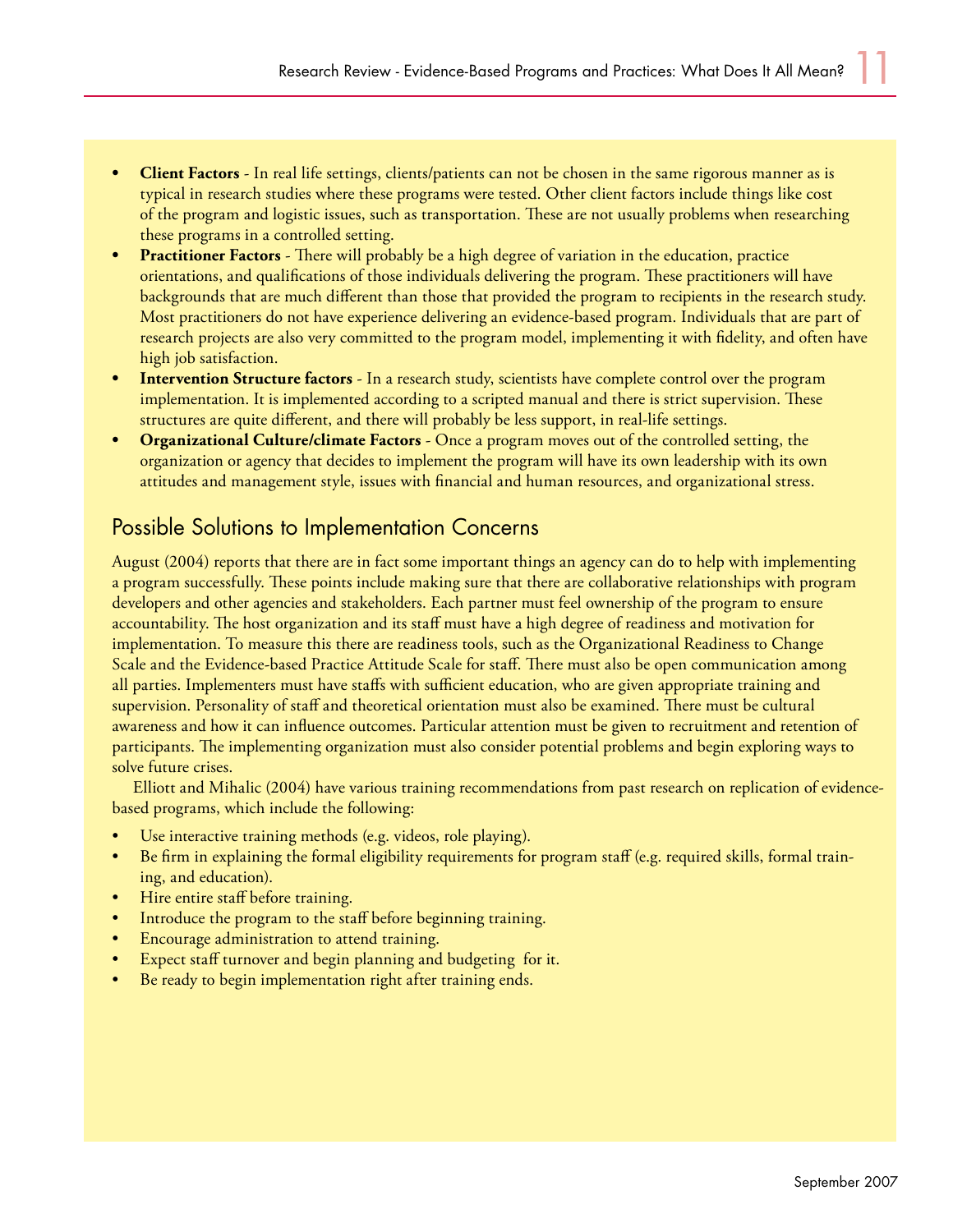- **Client Factors** - In real life settings, clients/patients can not be chosen in the same rigorous manner as is typical in research studies where these programs were tested. Other client factors include things like cost of the program and logistic issues, such as transportation. These are not usually problems when researching these programs in a controlled setting.
- **Practitioner Factors** - There will probably be a high degree of variation in the education, practice orientations, and qualifications of those individuals delivering the program. These practitioners will have backgrounds that are much different than those that provided the program to recipients in the research study. Most practitioners do not have experience delivering an evidence-based program. Individuals that are part of research projects are also very committed to the program model, implementing it with fidelity, and often have high job satisfaction.
- **Intervention Structure factors** - In a research study, scientists have complete control over the program implementation. It is implemented according to a scripted manual and there is strict supervision. These structures are quite different, and there will probably be less support, in real-life settings.
- **Organizational Culture/climate Factors** - Once a program moves out of the controlled setting, the organization or agency that decides to implement the program will have its own leadership with its own attitudes and management style, issues with financial and human resources, and organizational stress.

## Possible Solutions to Implementation Concerns

August (2004) reports that there are in fact some important things an agency can do to help with implementing a program successfully. These points include making sure that there are collaborative relationships with program developers and other agencies and stakeholders. Each partner must feel ownership of the program to ensure accountability. The host organization and its staff must have a high degree of readiness and motivation for implementation. To measure this there are readiness tools, such as the Organizational Readiness to Change Scale and the Evidence-based Practice Attitude Scale for staff. There must also be open communication among all parties. Implementers must have staffs with sufficient education, who are given appropriate training and supervision. Personality of staff and theoretical orientation must also be examined. There must be cultural awareness and how it can influence outcomes. Particular attention must be given to recruitment and retention of participants. The implementing organization must also consider potential problems and begin exploring ways to solve future crises.

Elliott and Mihalic (2004) have various training recommendations from past research on replication of evidence-based programs, which include the following:

- Use interactive training methods (e.g. videos, role playing).
- Be firm in explaining the formal eligibility requirements for program staff (e.g. required skills, formal training, and education).
- Hire entire staff before training.
- Introduce the program to the staff before beginning training.
- Encourage administration to attend training.
- Expect staff turnover and begin planning and budgeting for it.
- Be ready to begin implementation right after training ends.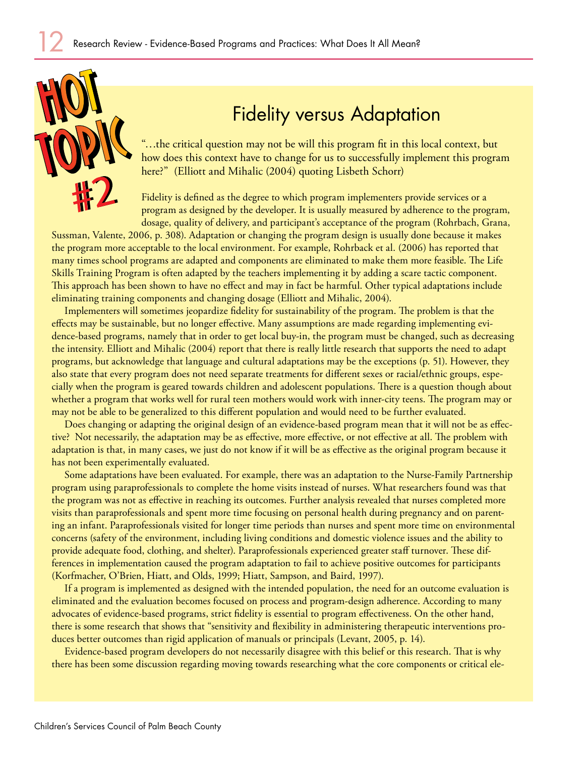## HOT TOPIC #2

# Fidelity versus Adaptation

"…the critical question may not be will this program fit in this local context, but how does this context have to change for us to successfully implement this program here?" (Elliott and Mihalic (2004) quoting Lisbeth Schorr)

Fidelity is defined as the degree to which program implementers provide services or a program as designed by the developer. It is usually measured by adherence to the program, dosage, quality of delivery, and participant's acceptance of the program (Rohrbach, Grana, Sussman, Valente, 2006, p. 308). Adaptation or changing the program design is usually done because it makes the program more acceptable to the local environment. For example, Rohrback et al. (2006) has reported that many times school programs are adapted and components are eliminated to make them more feasible. The Life Skills Training Program is often adapted by the teachers implementing it by adding a scare tactic component. This approach has been shown to have no effect and may in fact be harmful. Other typical adaptations include eliminating training components and changing dosage (Elliott and Mihalic, 2004).

Implementers will sometimes jeopardize fidelity for sustainability of the program. The problem is that the effects may be sustainable, but no longer effective. Many assumptions are made regarding implementing evidence-based programs, namely that in order to get local buy-in, the program must be changed, such as decreasing the intensity. Elliott and Mihalic (2004) report that there is really little research that supports the need to adapt programs, but acknowledge that language and cultural adaptations may be the exceptions (p. 51). However, they also state that every program does not need separate treatments for different sexes or racial/ethnic groups, especially when the program is geared towards children and adolescent populations. There is a question though about whether a program that works well for rural teen mothers would work with inner-city teens. The program may or may not be able to be generalized to this different population and would need to be further evaluated.

Does changing or adapting the original design of an evidence-based program mean that it will not be as effective? Not necessarily, the adaptation may be as effective, more effective, or not effective at all. The problem with adaptation is that, in many cases, we just do not know if it will be as effective as the original program because it has not been experimentally evaluated.

Some adaptations have been evaluated. For example, there was an adaptation to the Nurse-Family Partnership program using paraprofessionals to complete the home visits instead of nurses. What researchers found was that the program was not as effective in reaching its outcomes. Further analysis revealed that nurses completed more visits than paraprofessionals and spent more time focusing on personal health during pregnancy and on parenting an infant. Paraprofessionals visited for longer time periods than nurses and spent more time on environmental concerns (safety of the environment, including living conditions and domestic violence issues and the ability to provide adequate food, clothing, and shelter). Paraprofessionals experienced greater staff turnover. These differences in implementation caused the program adaptation to fail to achieve positive outcomes for participants (Korfmacher, O'Brien, Hiatt, and Olds, 1999; Hiatt, Sampson, and Baird, 1997).

If a program is implemented as designed with the intended population, the need for an outcome evaluation is eliminated and the evaluation becomes focused on process and program-design adherence. According to many advocates of evidence-based programs, strict fidelity is essential to program effectiveness. On the other hand, there is some research that shows that "sensitivity and flexibility in administering therapeutic interventions produces better outcomes than rigid application of manuals or principals (Levant, 2005, p. 14).

Evidence-based program developers do not necessarily disagree with this belief or this research. That is why there has been some discussion regarding moving towards researching what the core components or critical ele-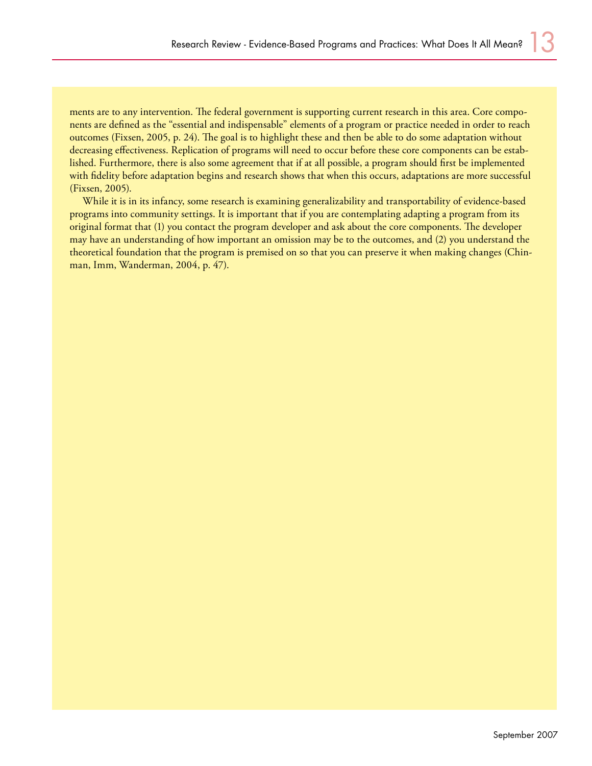ments are to any intervention. The federal government is supporting current research in this area. Core components are defined as the "essential and indispensable" elements of a program or practice needed in order to reach outcomes (Fixsen, 2005, p. 24). The goal is to highlight these and then be able to do some adaptation without decreasing effectiveness. Replication of programs will need to occur before these core components can be established. Furthermore, there is also some agreement that if at all possible, a program should first be implemented with fidelity before adaptation begins and research shows that when this occurs, adaptations are more successful (Fixsen, 2005).

While it is in its infancy, some research is examining generalizability and transportability of evidence-based programs into community settings. It is important that if you are contemplating adapting a program from its original format that (1) you contact the program developer and ask about the core components. The developer may have an understanding of how important an omission may be to the outcomes, and (2) you understand the theoretical foundation that the program is premised on so that you can preserve it when making changes (Chinman, Imm, Wanderman, 2004, p. 47).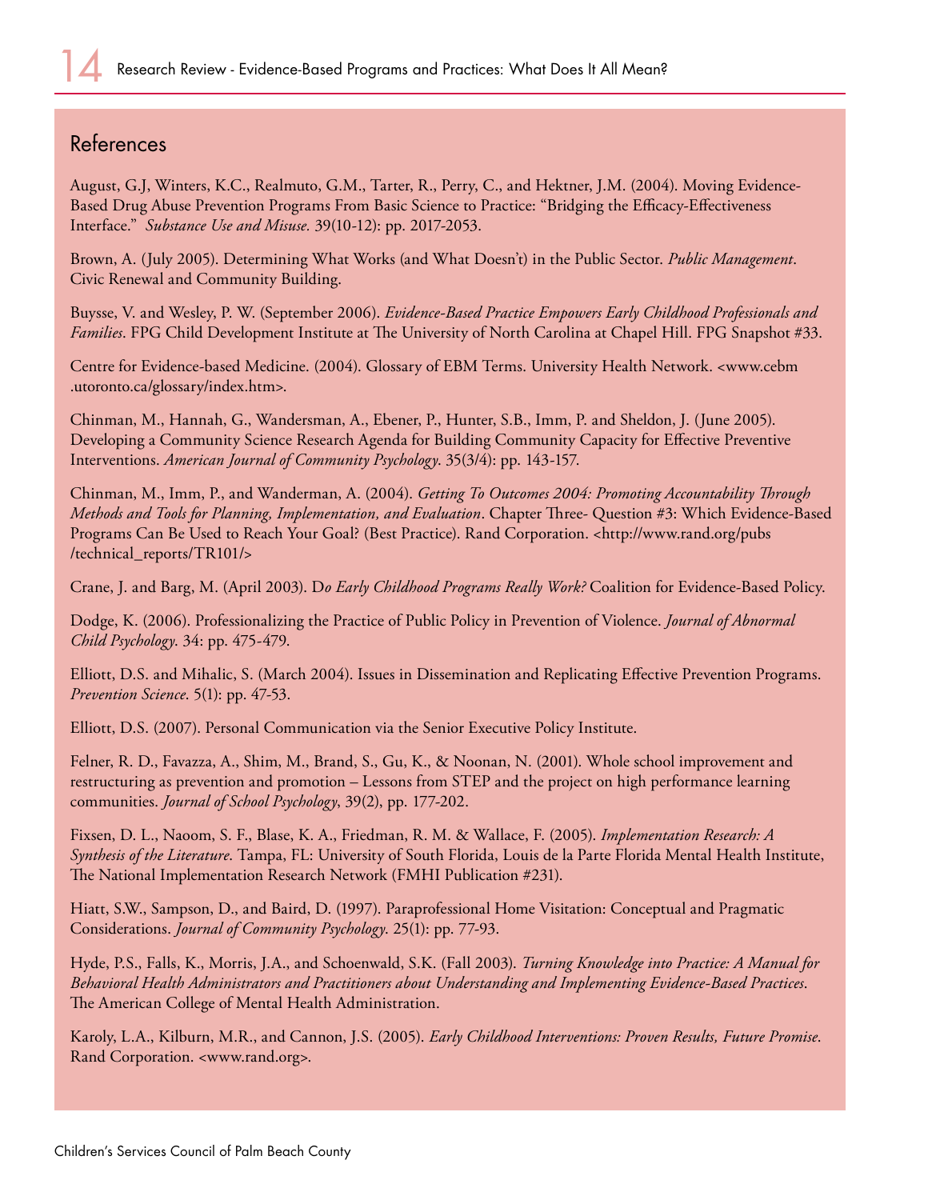## References

August, G.J, Winters, K.C., Realmuto, G.M., Tarter, R., Perry, C., and Hektner, J.M. (2004). Moving Evidence-Based Drug Abuse Prevention Programs From Basic Science to Practice: "Bridging the Efficacy-Effectiveness Interface." *Substance Use and Misuse.* 39(10-12): pp. 2017-2053.

Brown, A. (July 2005). Determining What Works (and What Doesn't) in the Public Sector. *Public Management.* Civic Renewal and Community Building.

Buysse, V. and Wesley, P. W. (September 2006). *Evidence-Based Practice Empowers Early Childhood Professionals and Families.* FPG Child Development Institute at The University of North Carolina at Chapel Hill. FPG Snapshot #33.

Centre for Evidence-based Medicine. (2004). Glossary of EBM Terms. University Health Network. <www.cebm.utoronto.ca/glossary/index.htm>.

Chinman, M., Hannah, G., Wandersman, A., Ebener, P., Hunter, S.B., Imm, P. and Sheldon, J. (June 2005). Developing a Community Science Research Agenda for Building Community Capacity for Effective Preventive Interventions. *American Journal of Community Psychology.* 35(3/4): pp. 143-157.

Chinman, M., Imm, P., and Wanderman, A. (2004). *Getting To Outcomes 2004: Promoting Accountability Through Methods and Tools for Planning, Implementation, and Evaluation.* Chapter Three- Question #3: Which Evidence-Based Programs Can Be Used to Reach Your Goal? (Best Practice). Rand Corporation. <http://www.rand.org/pubs/technical_reports/TR101/>

Crane, J. and Barg, M. (April 2003). D*o Early Childhood Programs Really Work?* Coalition for Evidence-Based Policy.

Dodge, K. (2006). Professionalizing the Practice of Public Policy in Prevention of Violence. *Journal of Abnormal Child Psychology.* 34: pp. 475-479.

Elliott, D.S. and Mihalic, S. (March 2004). Issues in Dissemination and Replicating Effective Prevention Programs. *Prevention Science.* 5(1): pp. 47-53.

Elliott, D.S. (2007). Personal Communication via the Senior Executive Policy Institute.

Felner, R. D., Favazza, A., Shim, M., Brand, S., Gu, K., & Noonan, N. (2001). Whole school improvement and restructuring as prevention and promotion – Lessons from STEP and the project on high performance learning communities. *Journal of School Psychology*, 39(2), pp. 177-202.

Fixsen, D. L., Naoom, S. F., Blase, K. A., Friedman, R. M. & Wallace, F. (2005). *Implementation Research: A Synthesis of the Literature.* Tampa, FL: University of South Florida, Louis de la Parte Florida Mental Health Institute, The National Implementation Research Network (FMHI Publication #231).

Hiatt, S.W., Sampson, D., and Baird, D. (1997). Paraprofessional Home Visitation: Conceptual and Pragmatic Considerations. *Journal of Community Psychology.* 25(1): pp. 77-93.

Hyde, P.S., Falls, K., Morris, J.A., and Schoenwald, S.K. (Fall 2003). *Turning Knowledge into Practice: A Manual for Behavioral Health Administrators and Practitioners about Understanding and Implementing Evidence-Based Practices.* The American College of Mental Health Administration.

Karoly, L.A., Kilburn, M.R., and Cannon, J.S. (2005). *Early Childhood Interventions: Proven Results, Future Promise.* Rand Corporation. <www.rand.org>.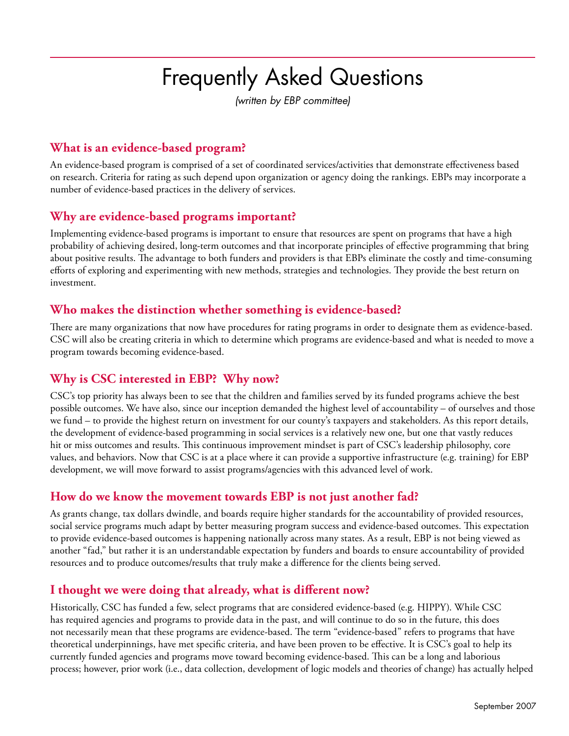# Frequently Asked Questions

*(written by EBP committee)*

## What is an evidence-based program?

An evidence-based program is comprised of a set of coordinated services/activities that demonstrate effectiveness based on research. Criteria for rating as such depend upon organization or agency doing the rankings. EBPs may incorporate a number of evidence-based practices in the delivery of services.

## Why are evidence-based programs important?

Implementing evidence-based programs is important to ensure that resources are spent on programs that have a high probability of achieving desired, long-term outcomes and that incorporate principles of effective programming that bring about positive results. The advantage to both funders and providers is that EBPs eliminate the costly and time-consuming efforts of exploring and experimenting with new methods, strategies and technologies. They provide the best return on investment.

## Who makes the distinction whether something is evidence-based?

There are many organizations that now have procedures for rating programs in order to designate them as evidence-based. CSC will also be creating criteria in which to determine which programs are evidence-based and what is needed to move a program towards becoming evidence-based.

## Why is CSC interested in EBP? Why now?

CSC's top priority has always been to see that the children and families served by its funded programs achieve the best possible outcomes. We have also, since our inception demanded the highest level of accountability – of ourselves and those we fund – to provide the highest return on investment for our county's taxpayers and stakeholders. As this report details, the development of evidence-based programming in social services is a relatively new one, but one that vastly reduces hit or miss outcomes and results. This continuous improvement mindset is part of CSC's leadership philosophy, core values, and behaviors. Now that CSC is at a place where it can provide a supportive infrastructure (e.g. training) for EBP development, we will move forward to assist programs/agencies with this advanced level of work.

## How do we know the movement towards EBP is not just another fad?

As grants change, tax dollars dwindle, and boards require higher standards for the accountability of provided resources, social service programs much adapt by better measuring program success and evidence-based outcomes. This expectation to provide evidence-based outcomes is happening nationally across many states. As a result, EBP is not being viewed as another "fad," but rather it is an understandable expectation by funders and boards to ensure accountability of provided resources and to produce outcomes/results that truly make a difference for the clients being served.

## I thought we were doing that already, what is different now?

Historically, CSC has funded a few, select programs that are considered evidence-based (e.g. HIPPY). While CSC has required agencies and programs to provide data in the past, and will continue to do so in the future, this does not necessarily mean that these programs are evidence-based. The term "evidence-based" refers to programs that have theoretical underpinnings, have met specific criteria, and have been proven to be effective. It is CSC's goal to help its currently funded agencies and programs move toward becoming evidence-based. This can be a long and laborious process; however, prior work (i.e., data collection, development of logic models and theories of change) has actually helped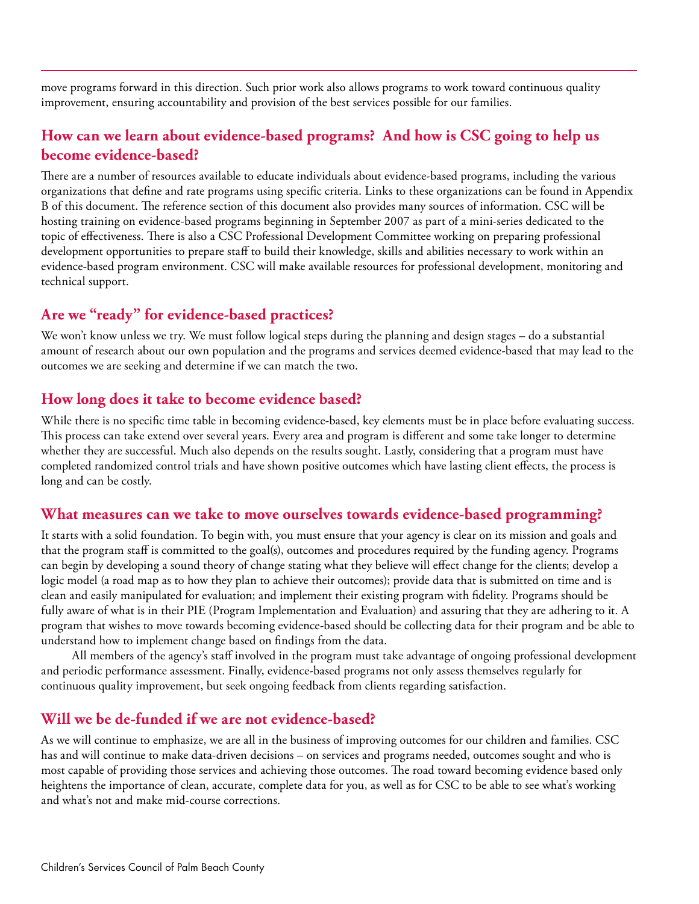move programs forward in this direction. Such prior work also allows programs to work toward continuous quality improvement, ensuring accountability and provision of the best services possible for our families.

## How can we learn about evidence-based programs? And how is CSC going to help us become evidence-based?

There are a number of resources available to educate individuals about evidence-based programs, including the various organizations that define and rate programs using specific criteria. Links to these organizations can be found in Appendix B of this document. The reference section of this document also provides many sources of information. CSC will be hosting training on evidence-based programs beginning in September 2007 as part of a mini-series dedicated to the topic of effectiveness. There is also a CSC Professional Development Committee working on preparing professional development opportunities to prepare staff to build their knowledge, skills and abilities necessary to work within an evidence-based program environment. CSC will make available resources for professional development, monitoring and technical support.

## Are we "ready" for evidence-based practices?

We won't know unless we try. We must follow logical steps during the planning and design stages – do a substantial amount of research about our own population and the programs and services deemed evidence-based that may lead to the outcomes we are seeking and determine if we can match the two.

## How long does it take to become evidence based?

While there is no specific time table in becoming evidence-based, key elements must be in place before evaluating success. This process can take extend over several years. Every area and program is different and some take longer to determine whether they are successful. Much also depends on the results sought. Lastly, considering that a program must have completed randomized control trials and have shown positive outcomes which have lasting client effects, the process is long and can be costly.

## What measures can we take to move ourselves towards evidence-based programming?

It starts with a solid foundation. To begin with, you must ensure that your agency is clear on its mission and goals and that the program staff is committed to the goal(s), outcomes and procedures required by the funding agency. Programs can begin by developing a sound theory of change stating what they believe will effect change for the clients; develop a logic model (a road map as to how they plan to achieve their outcomes); provide data that is submitted on time and is clean and easily manipulated for evaluation; and implement their existing program with fidelity. Programs should be fully aware of what is in their PIE (Program Implementation and Evaluation) and assuring that they are adhering to it. A program that wishes to move towards becoming evidence-based should be collecting data for their program and be able to understand how to implement change based on findings from the data.

All members of the agency's staff involved in the program must take advantage of ongoing professional development and periodic performance assessment. Finally, evidence-based programs not only assess themselves regularly for continuous quality improvement, but seek ongoing feedback from clients regarding satisfaction.

## Will we be de-funded if we are not evidence-based?

As we will continue to emphasize, we are all in the business of improving outcomes for our children and families. CSC has and will continue to make data-driven decisions – on services and programs needed, outcomes sought and who is most capable of providing those services and achieving those outcomes. The road toward becoming evidence based only heightens the importance of clean, accurate, complete data for you, as well as for CSC to be able to see what's working and what's not and make mid-course corrections.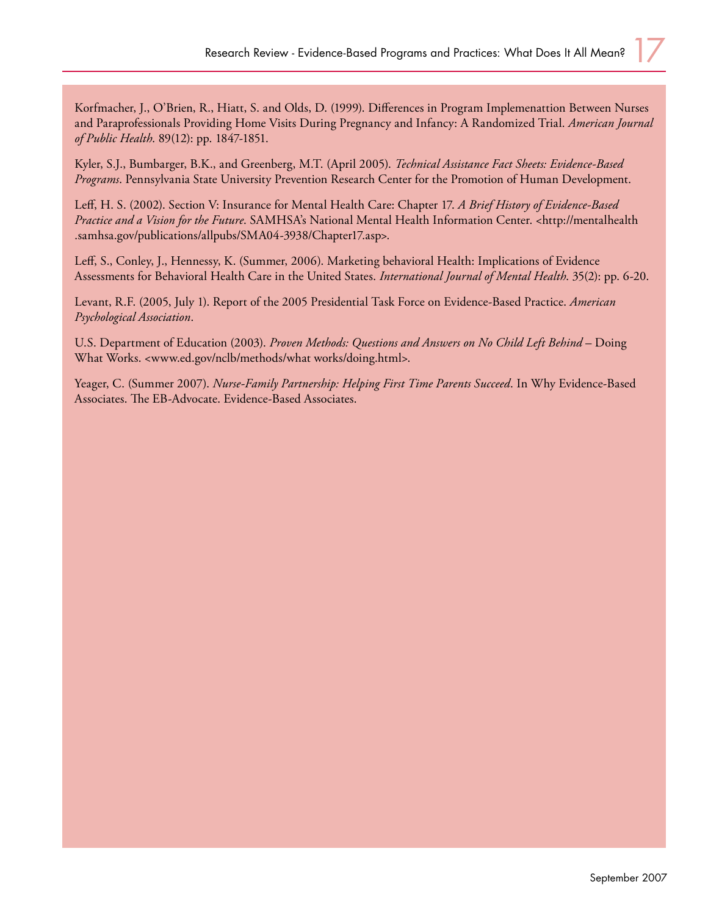Korfmacher, J., O'Brien, R., Hiatt, S. and Olds, D. (1999). Differences in Program Implemenattion Between Nurses and Paraprofessionals Providing Home Visits During Pregnancy and Infancy: A Randomized Trial. *American Journal of Public Health*. 89(12): pp. 1847-1851.

Kyler, S.J., Bumbarger, B.K., and Greenberg, M.T. (April 2005). *Technical Assistance Fact Sheets: Evidence-Based Programs*. Pennsylvania State University Prevention Research Center for the Promotion of Human Development.

Leff, H. S. (2002). Section V: Insurance for Mental Health Care: Chapter 17. *A Brief History of Evidence-Based Practice and a Vision for the Future*. SAMHSA's National Mental Health Information Center. <http://mentalhealth.samhsa.gov/publications/allpubs/SMA04-3938/Chapter17.asp>.

Leff, S., Conley, J., Hennessy, K. (Summer, 2006). Marketing behavioral Health: Implications of Evidence Assessments for Behavioral Health Care in the United States. *International Journal of Mental Health*. 35(2): pp. 6-20.

Levant, R.F. (2005, July 1). Report of the 2005 Presidential Task Force on Evidence-Based Practice. *American Psychological Association*.

U.S. Department of Education (2003). *Proven Methods: Questions and Answers on No Child Left Behind* – Doing What Works. <www.ed.gov/nclb/methods/what works/doing.html>.

Yeager, C. (Summer 2007). *Nurse-Family Partnership: Helping First Time Parents Succeed*. In Why Evidence-Based Associates. The EB-Advocate. Evidence-Based Associates.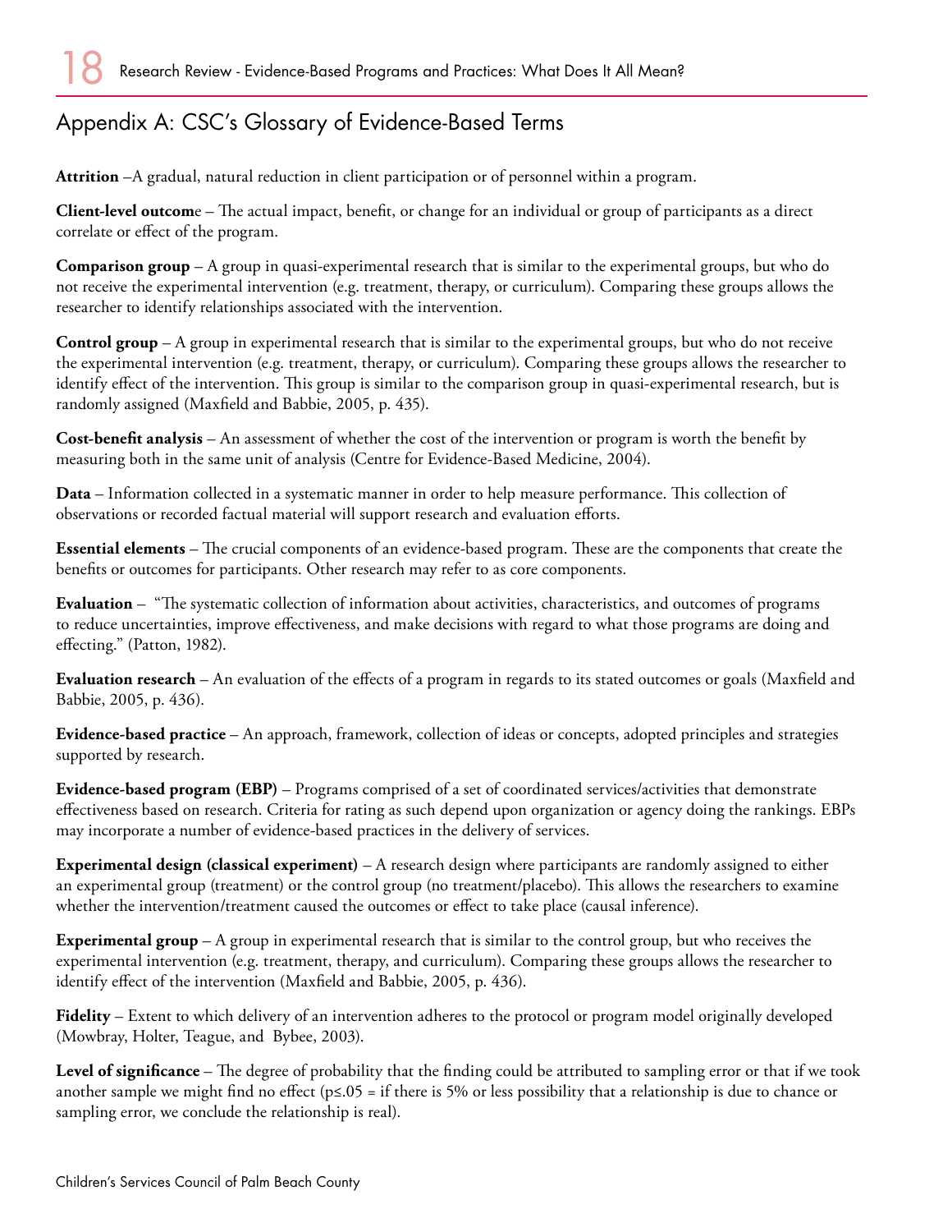## Appendix A: CSC's Glossary of Evidence-Based Terms

**Attrition** –A gradual, natural reduction in client participation or of personnel within a program.

**Client-level outcome** – The actual impact, benefit, or change for an individual or group of participants as a direct correlate or effect of the program.

**Comparison group** – A group in quasi-experimental research that is similar to the experimental groups, but who do not receive the experimental intervention (e.g. treatment, therapy, or curriculum). Comparing these groups allows the researcher to identify relationships associated with the intervention.

**Control group** – A group in experimental research that is similar to the experimental groups, but who do not receive the experimental intervention (e.g. treatment, therapy, or curriculum). Comparing these groups allows the researcher to identify effect of the intervention. This group is similar to the comparison group in quasi-experimental research, but is randomly assigned (Maxfield and Babbie, 2005, p. 435).

**Cost-benefit analysis** – An assessment of whether the cost of the intervention or program is worth the benefit by measuring both in the same unit of analysis (Centre for Evidence-Based Medicine, 2004).

**Data** – Information collected in a systematic manner in order to help measure performance. This collection of observations or recorded factual material will support research and evaluation efforts.

**Essential elements** – The crucial components of an evidence-based program. These are the components that create the benefits or outcomes for participants. Other research may refer to as core components.

**Evaluation** – "The systematic collection of information about activities, characteristics, and outcomes of programs to reduce uncertainties, improve effectiveness, and make decisions with regard to what those programs are doing and effecting." (Patton, 1982).

**Evaluation research** – An evaluation of the effects of a program in regards to its stated outcomes or goals (Maxfield and Babbie, 2005, p. 436).

**Evidence-based practice** – An approach, framework, collection of ideas or concepts, adopted principles and strategies supported by research.

**Evidence-based program (EBP)** – Programs comprised of a set of coordinated services/activities that demonstrate effectiveness based on research. Criteria for rating as such depend upon organization or agency doing the rankings. EBPs may incorporate a number of evidence-based practices in the delivery of services.

**Experimental design (classical experiment)** – A research design where participants are randomly assigned to either an experimental group (treatment) or the control group (no treatment/placebo). This allows the researchers to examine whether the intervention/treatment caused the outcomes or effect to take place (causal inference).

**Experimental group** – A group in experimental research that is similar to the control group, but who receives the experimental intervention (e.g. treatment, therapy, and curriculum). Comparing these groups allows the researcher to identify effect of the intervention (Maxfield and Babbie, 2005, p. 436).

**Fidelity** – Extent to which delivery of an intervention adheres to the protocol or program model originally developed (Mowbray, Holter, Teague, and Bybee, 2003).

**Level of significance** – The degree of probability that the finding could be attributed to sampling error or that if we took another sample we might find no effect ($p \leq .05$ = if there is 5% or less possibility that a relationship is due to chance or sampling error, we conclude the relationship is real).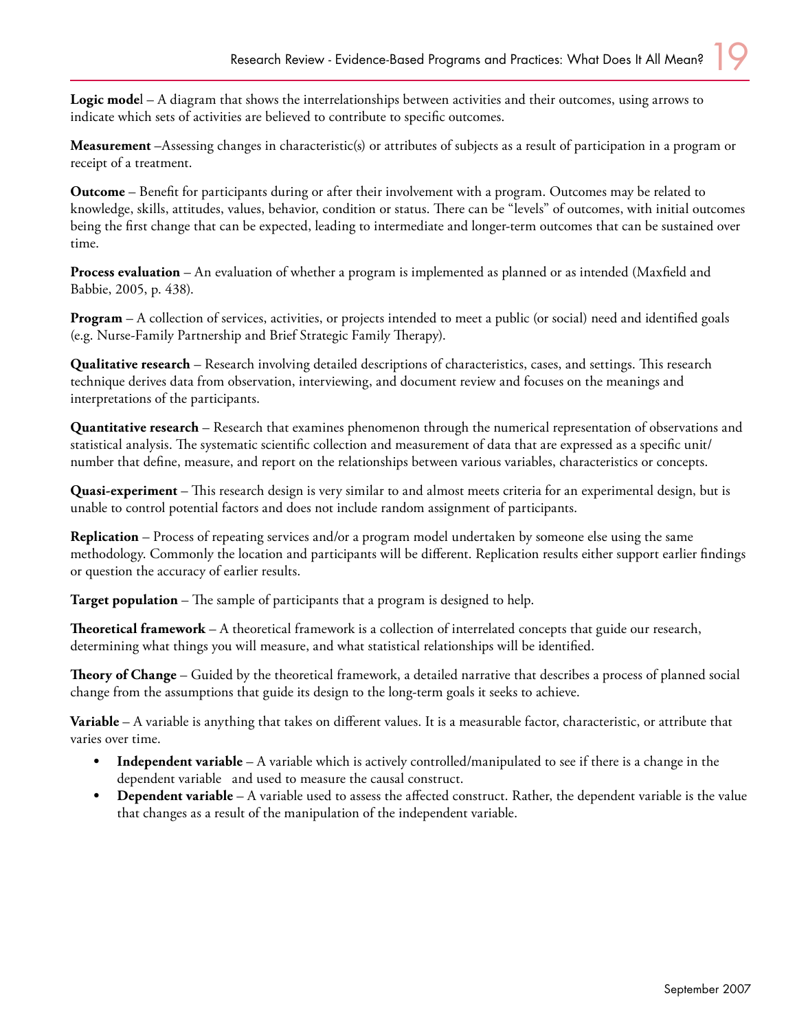**Logic model** – A diagram that shows the interrelationships between activities and their outcomes, using arrows to indicate which sets of activities are believed to contribute to specific outcomes.

**Measurement** –Assessing changes in characteristic(s) or attributes of subjects as a result of participation in a program or receipt of a treatment.

**Outcome** – Benefit for participants during or after their involvement with a program. Outcomes may be related to knowledge, skills, attitudes, values, behavior, condition or status. There can be "levels" of outcomes, with initial outcomes being the first change that can be expected, leading to intermediate and longer-term outcomes that can be sustained over time.

**Process evaluation** – An evaluation of whether a program is implemented as planned or as intended (Maxfield and Babbie, 2005, p. 438).

**Program** – A collection of services, activities, or projects intended to meet a public (or social) need and identified goals (e.g. Nurse-Family Partnership and Brief Strategic Family Therapy).

**Qualitative research** – Research involving detailed descriptions of characteristics, cases, and settings. This research technique derives data from observation, interviewing, and document review and focuses on the meanings and interpretations of the participants.

**Quantitative research** – Research that examines phenomenon through the numerical representation of observations and statistical analysis. The systematic scientific collection and measurement of data that are expressed as a specific unit/number that define, measure, and report on the relationships between various variables, characteristics or concepts.

**Quasi-experiment** – This research design is very similar to and almost meets criteria for an experimental design, but is unable to control potential factors and does not include random assignment of participants.

**Replication** – Process of repeating services and/or a program model undertaken by someone else using the same methodology. Commonly the location and participants will be different. Replication results either support earlier findings or question the accuracy of earlier results.

**Target population** – The sample of participants that a program is designed to help.

**Theoretical framework** – A theoretical framework is a collection of interrelated concepts that guide our research, determining what things you will measure, and what statistical relationships will be identified.

**Theory of Change** – Guided by the theoretical framework, a detailed narrative that describes a process of planned social change from the assumptions that guide its design to the long-term goals it seeks to achieve.

**Variable** – A variable is anything that takes on different values. It is a measurable factor, characteristic, or attribute that varies over time.

- **Independent variable** – A variable which is actively controlled/manipulated to see if there is a change in the dependent variable and used to measure the causal construct.
- **Dependent variable** – A variable used to assess the affected construct. Rather, the dependent variable is the value that changes as a result of the manipulation of the independent variable.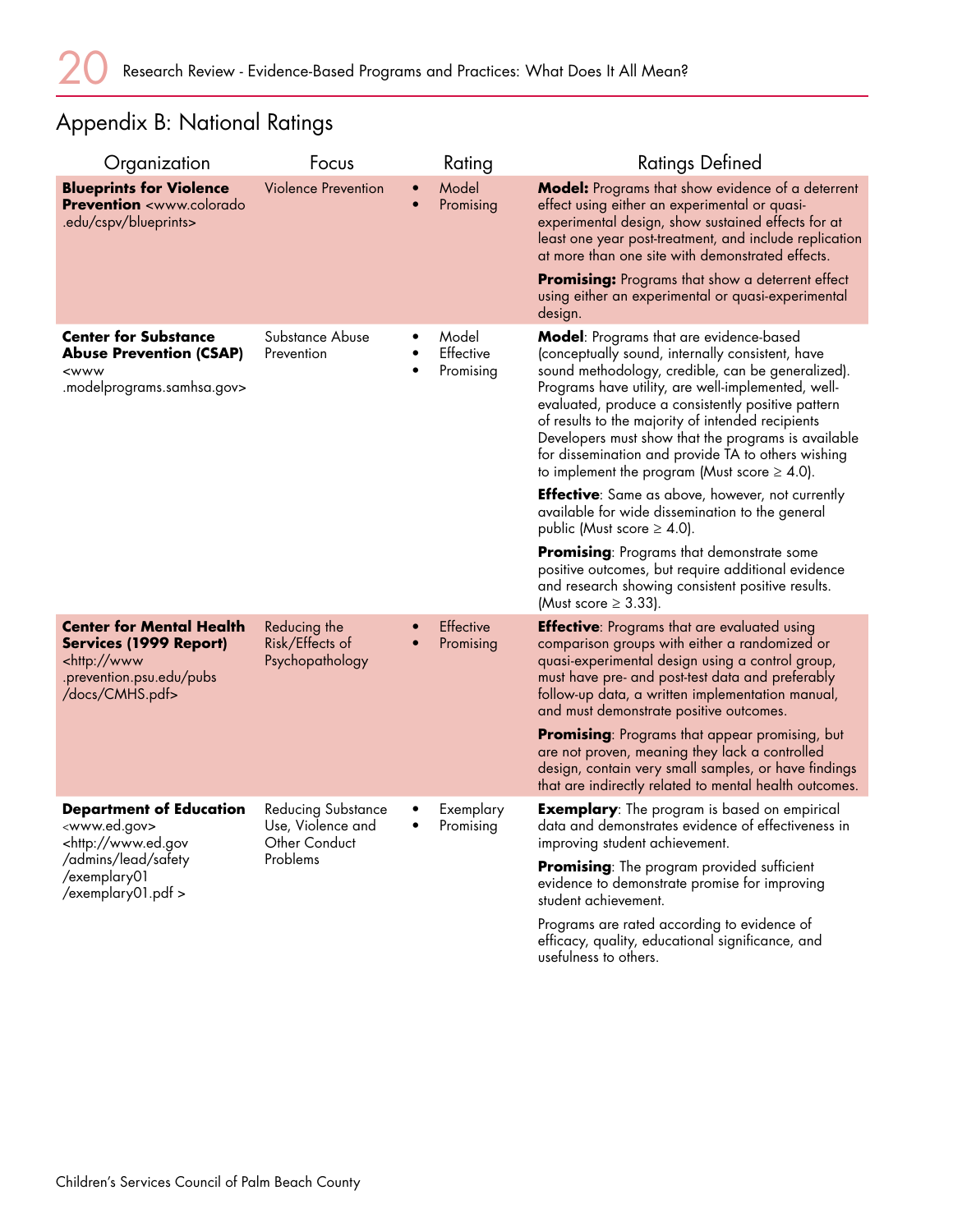## Appendix B: National Ratings

| Organization | Focus | Rating | Ratings Defined |
|---|---|---|---|
| **Blueprints for Violence Prevention** <www.colorado.edu/cspv/blueprints> | Violence Prevention | • Model<br>• Promising | **Model:** Programs that show evidence of a deterrent effect using either an experimental or quasi-experimental design, show sustained effects for at least one year post-treatment, and include replication at more than one site with demonstrated effects.<br><br>**Promising:** Programs that show a deterrent effect using either an experimental or quasi-experimental design. |
| **Center for Substance Abuse Prevention (CSAP)** <www.modelprograms.samhsa.gov> | Substance Abuse Prevention | • Model<br>• Effective<br>• Promising | **Model**: Programs that are evidence-based (conceptually sound, internally consistent, have sound methodology, credible, can be generalized). Programs have utility, are well-implemented, well-evaluated, produce a consistently positive pattern of results to the majority of intended recipients Developers must show that the programs is available for dissemination and provide TA to others wishing to implement the program (Must score ≥ 4.0).<br><br>**Effective**: Same as above, however, not currently available for wide dissemination to the general public (Must score ≥ 4.0).<br><br>**Promising**: Programs that demonstrate some positive outcomes, but require additional evidence and research showing consistent positive results. (Must score ≥ 3.33). |
| **Center for Mental Health Services (1999 Report)** <http://www.prevention.psu.edu/pubs/docs/CMHS.pdf> | Reducing the Risk/Effects of Psychopathology | • Effective<br>• Promising | **Effective**: Programs that are evaluated using comparison groups with either a randomized or quasi-experimental design using a control group, must have pre- and post-test data and preferably follow-up data, a written implementation manual, and must demonstrate positive outcomes.<br><br>**Promising**: Programs that appear promising, but are not proven, meaning they lack a controlled design, contain very small samples, or have findings that are indirectly related to mental health outcomes. |
| **Department of Education** <www.ed.gov> <http://www.ed.gov/admins/lead/safety/exemplary01/exemplary01.pdf > | Reducing Substance Use, Violence and Other Conduct Problems | • Exemplary<br>• Promising | **Exemplary**: The program is based on empirical data and demonstrates evidence of effectiveness in improving student achievement.<br><br>**Promising**: The program provided sufficient evidence to demonstrate promise for improving student achievement.<br><br>Programs are rated according to evidence of efficacy, quality, educational significance, and usefulness to others. |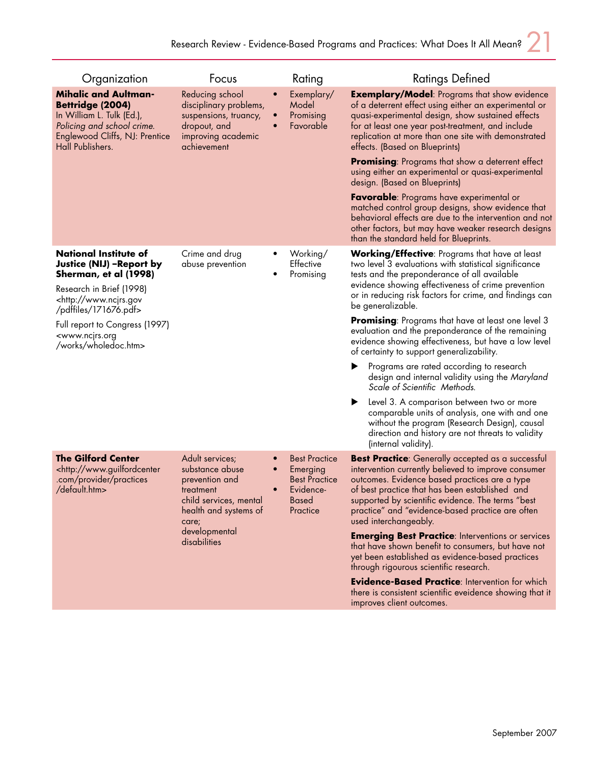| Organization | Focus | Rating | Ratings Defined |
|---|---|---|---|
| **Mihalic and Aultman-Bettridge (2004)** In William L. Tulk (Ed.), *Policing and school crime*. Englewood Cliffs, NJ: Prentice Hall Publishers. | Reducing school disciplinary problems, suspensions, truancy, dropout, and improving academic achievement | • Exemplary/ Model<br>• Promising<br>• Favorable | **Exemplary/Model**: Programs that show evidence of a deterrent effect using either an experimental or quasi-experimental design, show sustained effects for at least one year post-treatment, and include replication at more than one site with demonstrated effects. (Based on Blueprints)<br><br>**Promising**: Programs that show a deterrent effect using either an experimental or quasi-experimental design. (Based on Blueprints)<br><br>**Favorable**: Programs have experimental or matched control group designs, show evidence that behavioral effects are due to the intervention and not other factors, but may have weaker research designs than the standard held for Blueprints. |
| **National Institute of Justice (NIJ) –Report by Sherman, et al (1998)**<br><br>Research in Brief (1998) <http://www.ncjrs.gov /pdffiles/171676.pdf><br><br>Full report to Congress (1997) <www.ncjrs.org /works/wholedoc.htm> | Crime and drug abuse prevention | • Working/ Effective<br>• Promising | **Working/Effective**: Programs that have at least two level 3 evaluations with statistical significance tests and the preponderance of all available evidence showing effectiveness of crime prevention or in reducing risk factors for crime, and findings can be generalizable.<br><br>**Promising**: Programs that have at least one level 3 evaluation and the preponderance of the remaining evidence showing effectiveness, but have a low level of certainty to support generalizability.<br><br>▶ Programs are rated according to research design and internal validity using the *Maryland Scale of Scientific Methods*.<br><br>▶ Level 3. A comparison between two or more comparable units of analysis, one with and one without the program (Research Design), causal direction and history are not threats to validity (internal validity). |
| **The Gilford Center** <http://www.guilfordcenter .com/provider/practices /default.htm> | Adult services; substance abuse prevention and treatment child services, mental health and systems of care; developmental disabilities | • Best Practice<br>• Emerging Best Practice<br>• Evidence-Based Practice | **Best Practice**: Generally accepted as a successful intervention currently believed to improve consumer outcomes. Evidence based practices are a type of best practice that has been established and supported by scientific evidence. The terms "best practice" and "evidence-based practice are often used interchangeably.<br><br>**Emerging Best Practice**: Interventions or services that have shown benefit to consumers, but have not yet been established as evidence-based practices through rigourous scientific research.<br><br>**Evidence-Based Practice**: Intervention for which there is consistent scientific eveidence showing that it improves client outcomes. |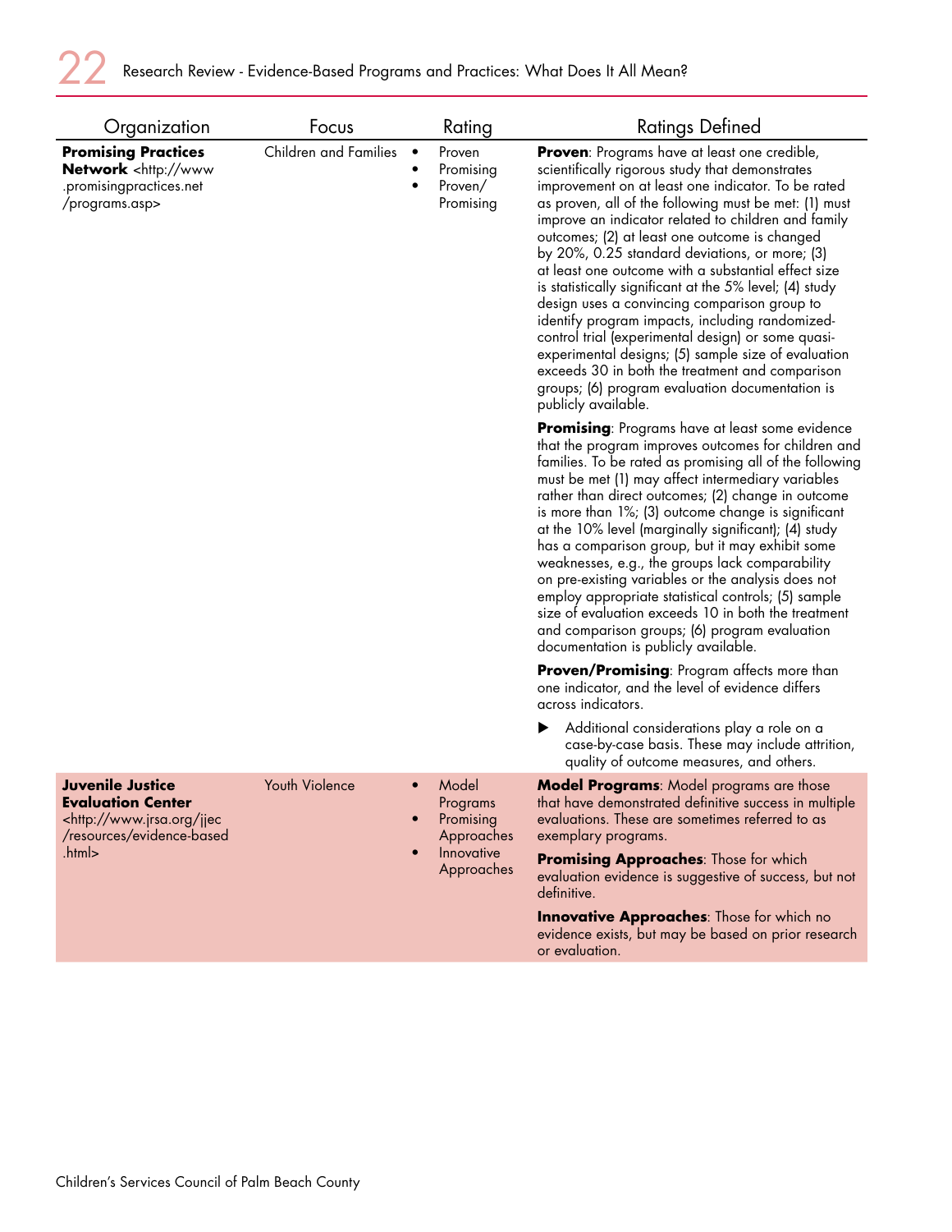| Organization | Focus | Rating | Ratings Defined |
|---|---|---|---|
| **Promising Practices Network** <http://www.promisingpractices.net/programs.asp> | Children and Families | • Proven<br>• Promising<br>• Proven/ Promising | **Proven**: Programs have at least one credible, scientifically rigorous study that demonstrates improvement on at least one indicator. To be rated as proven, all of the following must be met: (1) must improve an indicator related to children and family outcomes; (2) at least one outcome is changed by 20%, 0.25 standard deviations, or more; (3) at least one outcome with a substantial effect size is statistically significant at the 5% level; (4) study design uses a convincing comparison group to identify program impacts, including randomized-control trial (experimental design) or some quasi-experimental designs; (5) sample size of evaluation exceeds 30 in both the treatment and comparison groups; (6) program evaluation documentation is publicly available.<br><br>**Promising**: Programs have at least some evidence that the program improves outcomes for children and families. To be rated as promising all of the following must be met (1) may affect intermediary variables rather than direct outcomes; (2) change in outcome is more than 1%; (3) outcome change is significant at the 10% level (marginally significant); (4) study has a comparison group, but it may exhibit some weaknesses, e.g., the groups lack comparability on pre-existing variables or the analysis does not employ appropriate statistical controls; (5) sample size of evaluation exceeds 10 in both the treatment and comparison groups; (6) program evaluation documentation is publicly available.<br><br>**Proven/Promising**: Program affects more than one indicator, and the level of evidence differs across indicators.<br><br>▶ Additional considerations play a role on a case-by-case basis. These may include attrition, quality of outcome measures, and others. |
| **Juvenile Justice Evaluation Center** <http://www.jrsa.org/jjec/resources/evidence-based.html> | Youth Violence | • Model Programs<br>• Promising Approaches<br>• Innovative Approaches | **Model Programs**: Model programs are those that have demonstrated definitive success in multiple evaluations. These are sometimes referred to as exemplary programs.<br><br>**Promising Approaches**: Those for which evaluation evidence is suggestive of success, but not definitive.<br><br>**Innovative Approaches**: Those for which no evidence exists, but may be based on prior research or evaluation. |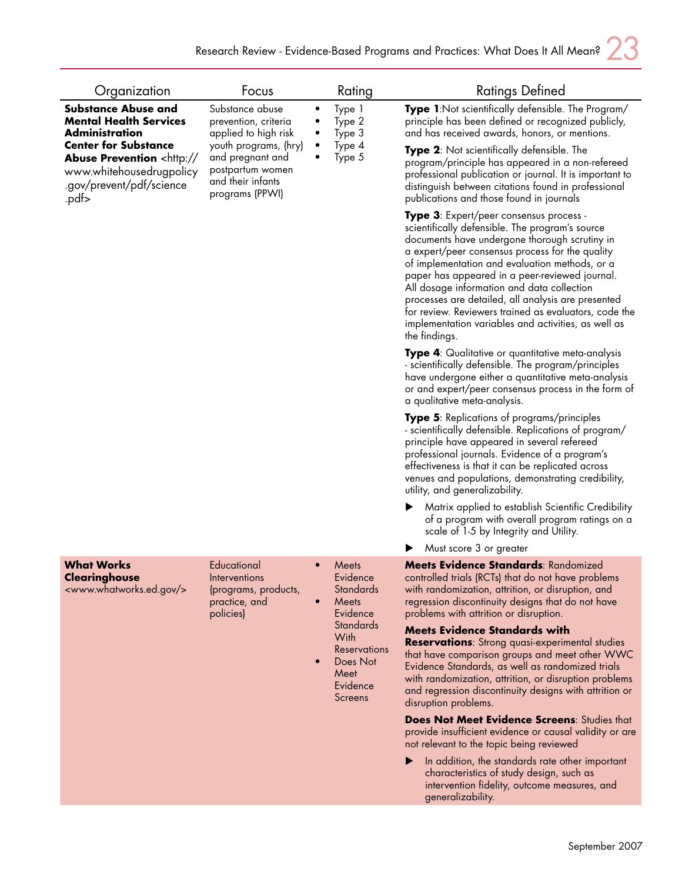| Organization | Focus | Rating | Ratings Defined |
|---|---|---|---|
| **Substance Abuse and Mental Health Services Administration Center for Substance Abuse Prevention** <http://www.whitehousedrugpolicy.gov/prevent/pdf/science.pdf> | Substance abuse prevention, criteria applied to high risk youth programs, (hry) and pregnant and postpartum women and their infants programs (PPWI) | • Type 1<br>• Type 2<br>• Type 3<br>• Type 4<br>• Type 5 | **Type 1**:Not scientifically defensible. The Program/principle has been defined or recognized publicly, and has received awards, honors, or mentions.<br><br>**Type 2**: Not scientifically defensible. The program/principle has appeared in a non-refereed professional publication or journal. It is important to distinguish between citations found in professional publications and those found in journals<br><br>**Type 3**: Expert/peer consensus process - scientifically defensible. The program's source documents have undergone thorough scrutiny in a expert/peer consensus process for the quality of implementation and evaluation methods, or a paper has appeared in a peer-reviewed journal. All dosage information and data collection processes are detailed, all analysis are presented for review. Reviewers trained as evaluators, code the implementation variables and activities, as well as the findings.<br><br>**Type 4**: Qualitative or quantitative meta-analysis - scientifically defensible. The program/principles have undergone either a quantitative meta-analysis or and expert/peer consensus process in the form of a qualitative meta-analysis.<br><br>**Type 5**: Replications of programs/principles - scientifically defensible. Replications of program/principle have appeared in several refereed professional journals. Evidence of a program's effectiveness is that it can be replicated across venues and populations, demonstrating credibility, utility, and generalizability.<br><br>▶ Matrix applied to establish Scientific Credibility of a program with overall program ratings on a scale of 1-5 by Integrity and Utility.<br><br>▶ Must score 3 or greater |
| **What Works Clearinghouse** <www.whatworks.ed.gov/> | Educational Interventions (programs, products, practice, and policies) | • Meets Evidence Standards<br>• Meets Evidence Standards With Reservations<br>• Does Not Meet Evidence Screens | **Meets Evidence Standards**: Randomized controlled trials (RCTs) that do not have problems with randomization, attrition, or disruption, and regression discontinuity designs that do not have problems with attrition or disruption.<br><br>**Meets Evidence Standards with Reservations**: Strong quasi-experimental studies that have comparison groups and meet other WWC Evidence Standards, as well as randomized trials with randomization, attrition, or disruption problems and regression discontinuity designs with attrition or disruption problems.<br><br>**Does Not Meet Evidence Screens**: Studies that provide insufficient evidence or causal validity or are not relevant to the topic being reviewed<br><br>▶ In addition, the standards rate other important characteristics of study design, such as intervention fidelity, outcome measures, and generalizability. |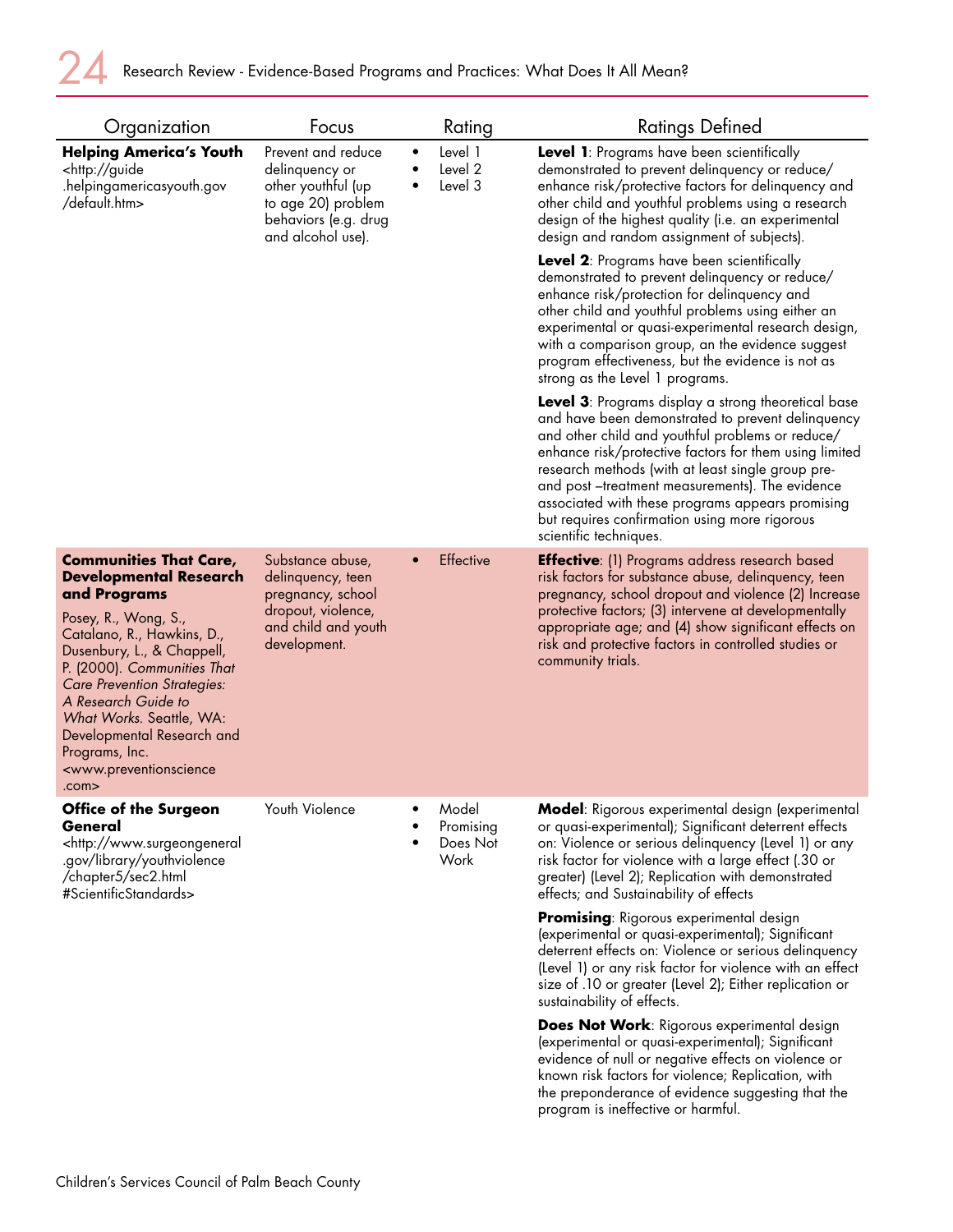| Organization | Focus | Rating | Ratings Defined |
|---|---|---|---|
| **Helping America's Youth** <http://guide.helpingamericasyouth.gov/default.htm> | Prevent and reduce delinquency or other youthful (up to age 20) problem behaviors (e.g. drug and alcohol use). | • Level 1<br>• Level 2<br>• Level 3 | **Level 1**: Programs have been scientifically demonstrated to prevent delinquency or reduce/enhance risk/protective factors for delinquency and other child and youthful problems using a research design of the highest quality (i.e. an experimental design and random assignment of subjects).<br><br>**Level 2**: Programs have been scientifically demonstrated to prevent delinquency or reduce/enhance risk/protection for delinquency and other child and youthful problems using either an experimental or quasi-experimental research design, with a comparison group, an the evidence suggest program effectiveness, but the evidence is not as strong as the Level 1 programs.<br><br>**Level 3**: Programs display a strong theoretical base and have been demonstrated to prevent delinquency and other child and youthful problems or reduce/enhance risk/protective factors for them using limited research methods (with at least single group pre- and post –treatment measurements). The evidence associated with these programs appears promising but requires confirmation using more rigorous scientific techniques. |
| **Communities That Care, Developmental Research and Programs**<br><br>Posey, R., Wong, S., Catalano, R., Hawkins, D., Dusenbury, L., & Chappell, P. (2000). *Communities That Care Prevention Strategies: A Research Guide to What Works.* Seattle, WA: Developmental Research and Programs, Inc. <www.preventionscience.com> | Substance abuse, delinquency, teen pregnancy, school dropout, violence, and child and youth development. | • Effective | **Effective**: (1) Programs address research based risk factors for substance abuse, delinquency, teen pregnancy, school dropout and violence (2) Increase protective factors; (3) intervene at developmentally appropriate age; and (4) show significant effects on risk and protective factors in controlled studies or community trials. |
| **Office of the Surgeon General** <http://www.surgeongeneral.gov/library/youthviolence/chapter5/sec2.html#ScientificStandards> | Youth Violence | • Model<br>• Promising<br>• Does Not Work | **Model**: Rigorous experimental design (experimental or quasi-experimental); Significant deterrent effects on: Violence or serious delinquency (Level 1) or any risk factor for violence with a large effect (.30 or greater) (Level 2); Replication with demonstrated effects; and Sustainability of effects<br><br>**Promising**: Rigorous experimental design (experimental or quasi-experimental); Significant deterrent effects on: Violence or serious delinquency (Level 1) or any risk factor for violence with an effect size of .10 or greater (Level 2); Either replication or sustainability of effects.<br><br>**Does Not Work**: Rigorous experimental design (experimental or quasi-experimental); Significant evidence of null or negative effects on violence or known risk factors for violence; Replication, with the preponderance of evidence suggesting that the program is ineffective or harmful. |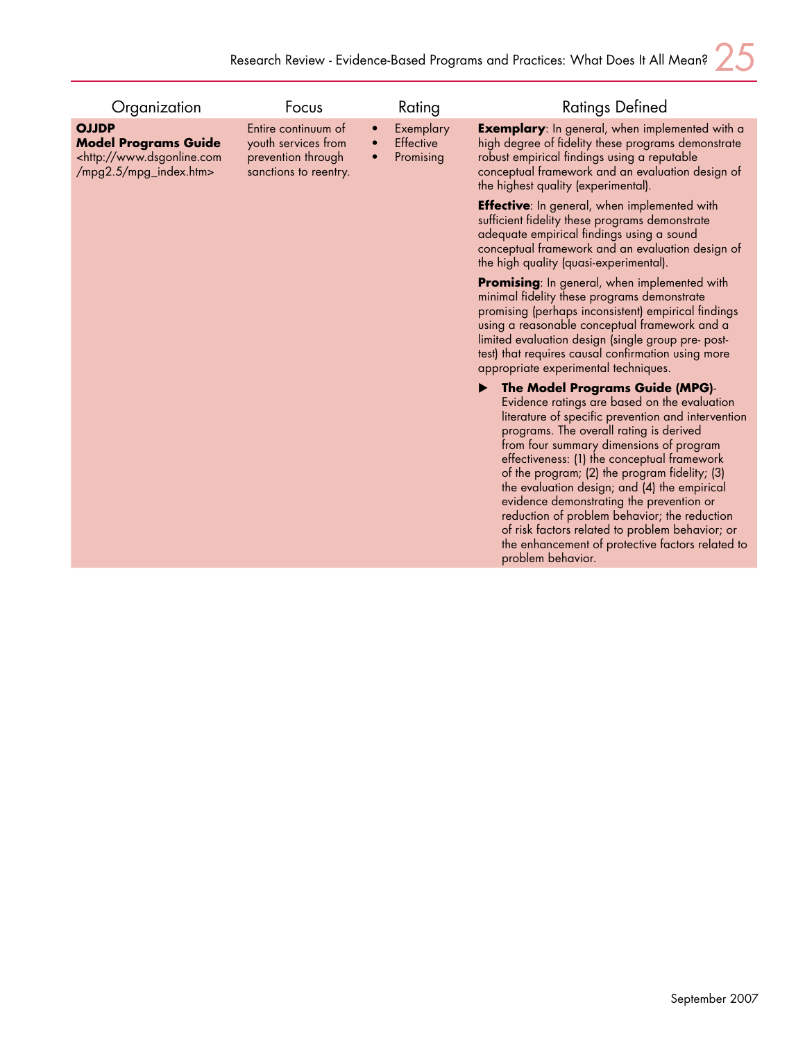| Organization | Focus | Rating | Ratings Defined |
|---|---|---|---|
| **OJJDP Model Programs Guide** <http://www.dsgonline.com/mpg2.5/mpg_index.htm> | Entire continuum of youth services from prevention through sanctions to reentry. | • Exemplary<br>• Effective<br>• Promising | **Exemplary**: In general, when implemented with a high degree of fidelity these programs demonstrate robust empirical findings using a reputable conceptual framework and an evaluation design of the highest quality (experimental).<br><br>**Effective**: In general, when implemented with sufficient fidelity these programs demonstrate adequate empirical findings using a sound conceptual framework and an evaluation design of the high quality (quasi-experimental).<br><br>**Promising**: In general, when implemented with minimal fidelity these programs demonstrate promising (perhaps inconsistent) empirical findings using a reasonable conceptual framework and a limited evaluation design (single group pre- post-test) that requires causal confirmation using more appropriate experimental techniques.<br><br>▶ **The Model Programs Guide (MPG)**- Evidence ratings are based on the evaluation literature of specific prevention and intervention programs. The overall rating is derived from four summary dimensions of program effectiveness: (1) the conceptual framework of the program; (2) the program fidelity; (3) the evaluation design; and (4) the empirical evidence demonstrating the prevention or reduction of problem behavior; the reduction of risk factors related to problem behavior; or the enhancement of protective factors related to problem behavior. |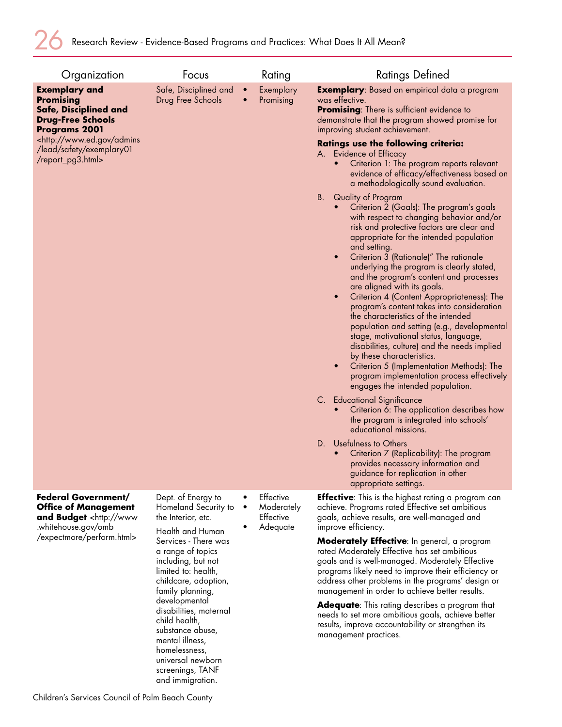| Organization | Focus | Rating | Ratings Defined |
|---|---|---|---|
| **Exemplary and Promising Safe, Disciplined and Drug-Free Schools Programs 2001** <http://www.ed.gov/admins/lead/safety/exemplary01/report_pg3.html> | Safe, Disciplined and Drug Free Schools | • Exemplary<br>• Promising | **Exemplary**: Based on empirical data a program was effective.<br>**Promising**: There is sufficient evidence to demonstrate that the program showed promise for improving student achievement.<br><br>**Ratings use the following criteria:**<br>A. Evidence of Efficacy<br>• Criterion 1: The program reports relevant evidence of efficacy/effectiveness based on a methodologically sound evaluation.<br>B. Quality of Program<br>• Criterion 2 (Goals): The program's goals with respect to changing behavior and/or risk and protective factors are clear and appropriate for the intended population and setting.<br>• Criterion 3 (Rationale)" The rationale underlying the program is clearly stated, and the program's content and processes are aligned with its goals.<br>• Criterion 4 (Content Appropriateness): The program's content takes into consideration the characteristics of the intended population and setting (e.g., developmental stage, motivational status, language, disabilities, culture) and the needs implied by these characteristics.<br>• Criterion 5 (Implementation Methods): The program implementation process effectively engages the intended population.<br>C. Educational Significance<br>• Criterion 6: The application describes how the program is integrated into schools' educational missions.<br>D. Usefulness to Others<br>• Criterion 7 (Replicability): The program provides necessary information and guidance for replication in other appropriate settings. |
| **Federal Government/ Office of Management and Budget** <http://www.whitehouse.gov/omb/expectmore/perform.html> | Dept. of Energy to Homeland Security to the Interior, etc.<br><br>Health and Human Services - There was a range of topics including, but not limited to: health, childcare, adoption, family planning, developmental disabilities, maternal child health, substance abuse, mental illness, homelessness, universal newborn screenings, TANF and immigration. | • Effective<br>• Moderately Effective<br>• Adequate | **Effective**: This is the highest rating a program can achieve. Programs rated Effective set ambitious goals, achieve results, are well-managed and improve efficiency.<br><br>**Moderately Effective**: In general, a program rated Moderately Effective has set ambitious goals and is well-managed. Moderately Effective programs likely need to improve their efficiency or address other problems in the programs' design or management in order to achieve better results.<br><br>**Adequate**: This rating describes a program that needs to set more ambitious goals, achieve better results, improve accountability or strengthen its management practices. |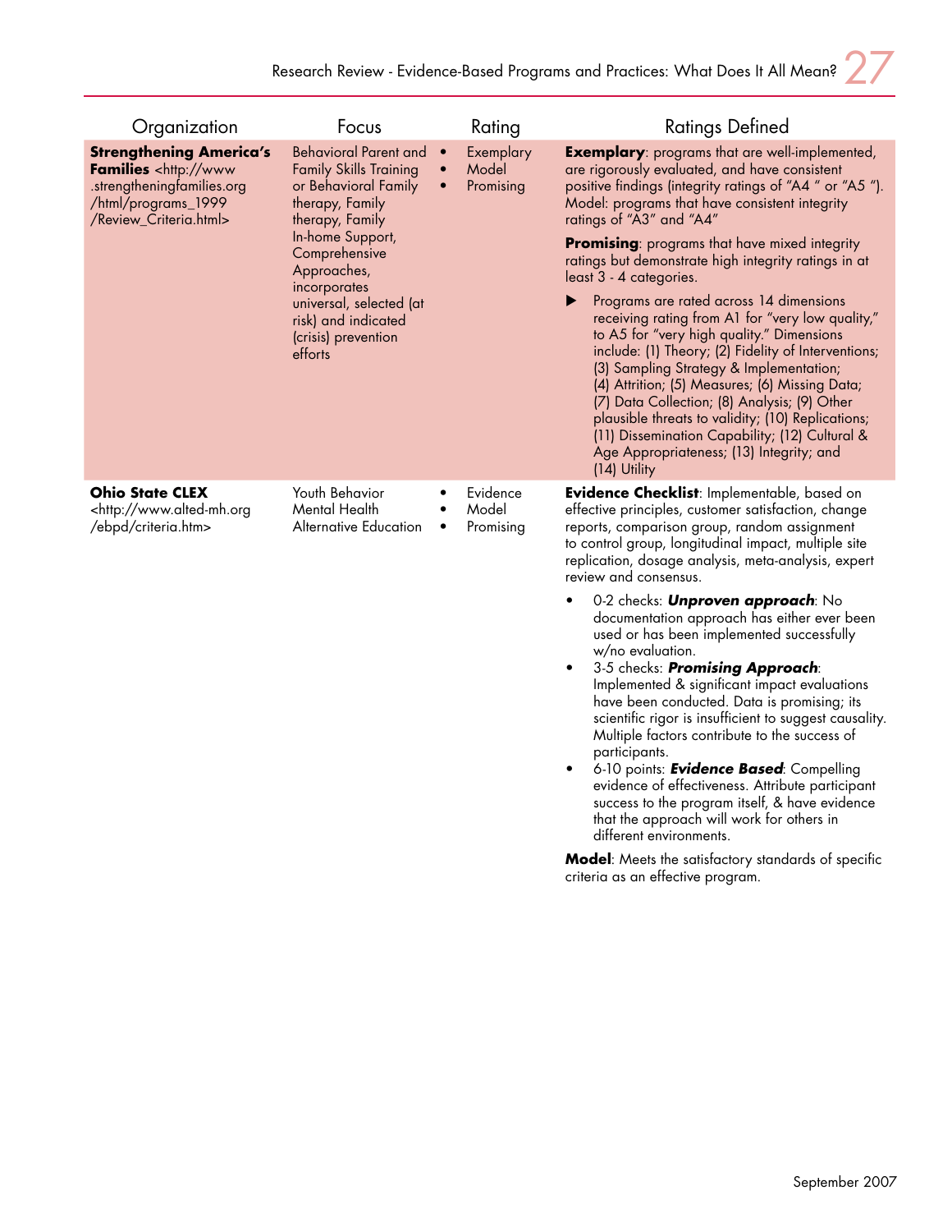| Organization | Focus | Rating | Ratings Defined |
|---|---|---|---|
| **Strengthening America's Families** <http://www.strengtheningfamilies.org/html/programs_1999/Review_Criteria.html> | Behavioral Parent and Family Skills Training or Behavioral Family therapy, Family therapy, Family In-home Support, Comprehensive Approaches, incorporates universal, selected (at risk) and indicated (crisis) prevention efforts | • Exemplary<br>• Model<br>• Promising | **Exemplary**: programs that are well-implemented, are rigorously evaluated, and have consistent positive findings (integrity ratings of "A4 " or "A5 "). Model: programs that have consistent integrity ratings of "A3" and "A4"<br><br>**Promising**: programs that have mixed integrity ratings but demonstrate high integrity ratings in at least 3 - 4 categories.<br><br>▶ Programs are rated across 14 dimensions receiving rating from A1 for "very low quality," to A5 for "very high quality." Dimensions include: (1) Theory; (2) Fidelity of Interventions; (3) Sampling Strategy & Implementation; (4) Attrition; (5) Measures; (6) Missing Data; (7) Data Collection; (8) Analysis; (9) Other plausible threats to validity; (10) Replications; (11) Dissemination Capability; (12) Cultural & Age Appropriateness; (13) Integrity; and (14) Utility |
| **Ohio State CLEX** <http://www.alted-mh.org/ebpd/criteria.htm> | Youth Behavior Mental Health Alternative Education | • Evidence<br>• Model<br>• Promising | **Evidence Checklist**: Implementable, based on effective principles, customer satisfaction, change reports, comparison group, random assignment to control group, longitudinal impact, multiple site replication, dosage analysis, meta-analysis, expert review and consensus.<br><br>• 0-2 checks: ***Unproven approach***: No documentation approach has either ever been used or has been implemented successfully w/no evaluation.<br>• 3-5 checks: ***Promising Approach***: Implemented & significant impact evaluations have been conducted. Data is promising; its scientific rigor is insufficient to suggest causality. Multiple factors contribute to the success of participants.<br>• 6-10 points: ***Evidence Based***: Compelling evidence of effectiveness. Attribute participant success to the program itself, & have evidence that the approach will work for others in different environments.<br><br>**Model**: Meets the satisfactory standards of specific criteria as an effective program. |

September 2007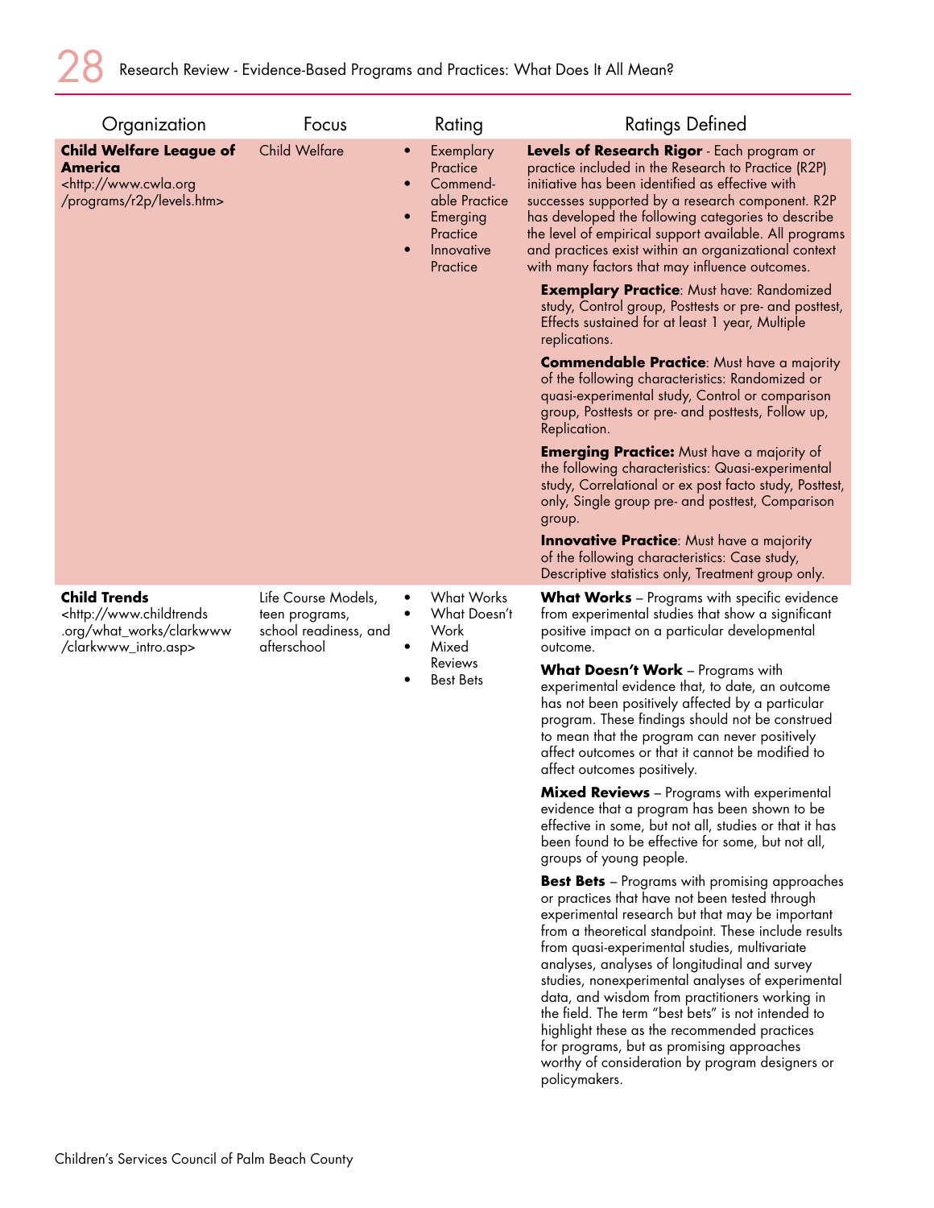| Organization | Focus | Rating | Ratings Defined |
|---|---|---|---|
| **Child Welfare League of America** <http://www.cwla.org/programs/r2p/levels.htm> | Child Welfare | • Exemplary Practice<br>• Commendable Practice<br>• Emerging Practice<br>• Innovative Practice | **Levels of Research Rigor** - Each program or practice included in the Research to Practice (R2P) initiative has been identified as effective with successes supported by a research component. R2P has developed the following categories to describe the level of empirical support available. All programs and practices exist within an organizational context with many factors that may influence outcomes.<br><br>**Exemplary Practice**: Must have: Randomized study, Control group, Posttests or pre- and posttest, Effects sustained for at least 1 year, Multiple replications.<br><br>**Commendable Practice**: Must have a majority of the following characteristics: Randomized or quasi-experimental study, Control or comparison group, Posttests or pre- and posttests, Follow up, Replication.<br><br>**Emerging Practice:** Must have a majority of the following characteristics: Quasi-experimental study, Correlational or ex post facto study, Posttest, only, Single group pre- and posttest, Comparison group.<br><br>**Innovative Practice**: Must have a majority of the following characteristics: Case study, Descriptive statistics only, Treatment group only. |
| **Child Trends** <http://www.childtrends.org/what_works/clarkwww/clarkwww_intro.asp> | Life Course Models, teen programs, school readiness, and afterschool | • What Works<br>• What Doesn't Work<br>• Mixed Reviews<br>• Best Bets | **What Works** – Programs with specific evidence from experimental studies that show a significant positive impact on a particular developmental outcome.<br><br>**What Doesn't Work** – Programs with experimental evidence that, to date, an outcome has not been positively affected by a particular program. These findings should not be construed to mean that the program can never positively affect outcomes or that it cannot be modified to affect outcomes positively.<br><br>**Mixed Reviews** – Programs with experimental evidence that a program has been shown to be effective in some, but not all, studies or that it has been found to be effective for some, but not all, groups of young people.<br><br>**Best Bets** – Programs with promising approaches or practices that have not been tested through experimental research but that may be important from a theoretical standpoint. These include results from quasi-experimental studies, multivariate analyses, analyses of longitudinal and survey studies, nonexperimental analyses of experimental data, and wisdom from practitioners working in the field. The term "best bets" is not intended to highlight these as the recommended practices for programs, but as promising approaches worthy of consideration by program designers or policymakers. |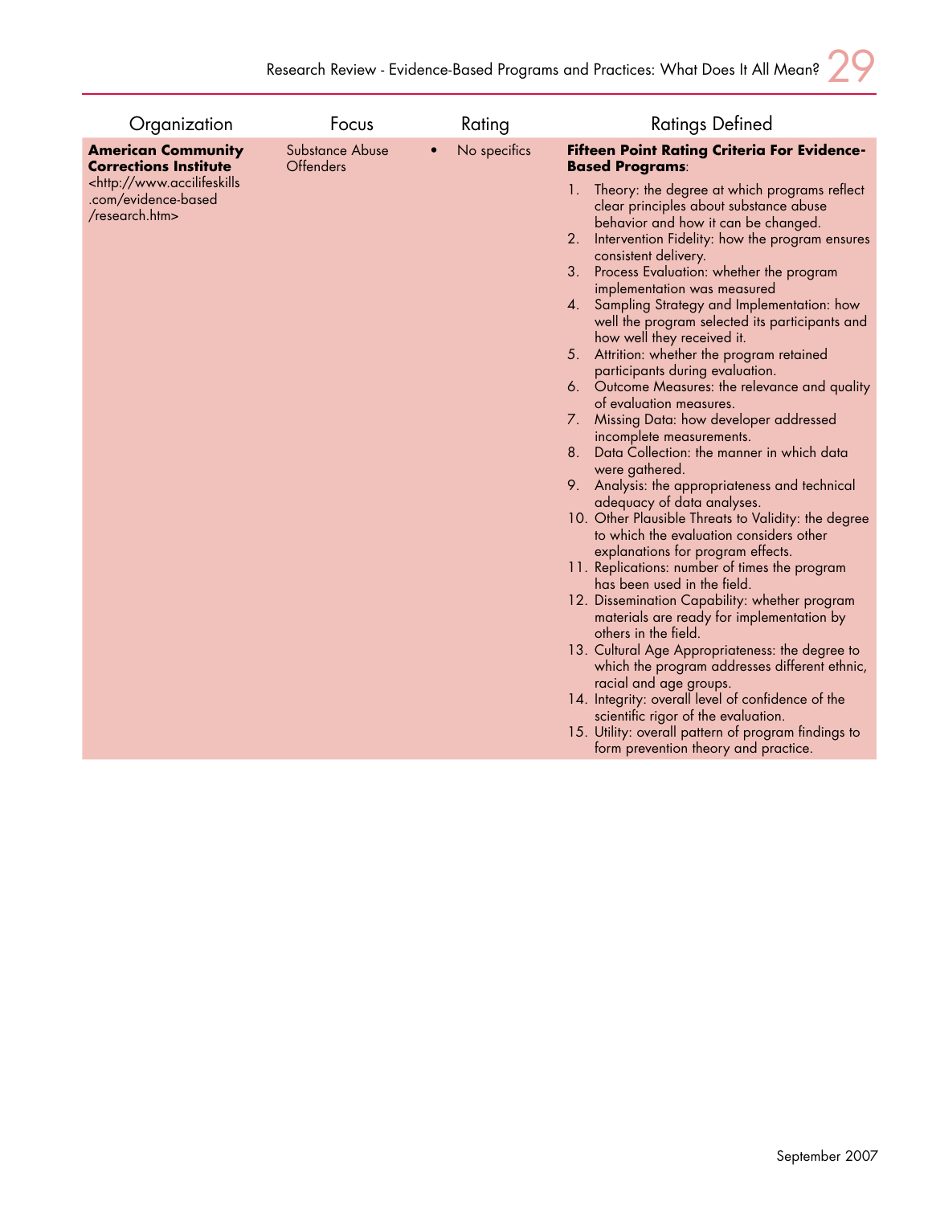| Organization | Focus | Rating | Ratings Defined |
|---|---|---|---|
| **American Community Corrections Institute** <http://www.accilifeskills.com/evidence-based/research.htm> | Substance Abuse Offenders | • No specifics | **Fifteen Point Rating Criteria For Evidence-Based Programs**: <br>1. Theory: the degree at which programs reflect clear principles about substance abuse behavior and how it can be changed. <br>2. Intervention Fidelity: how the program ensures consistent delivery. <br>3. Process Evaluation: whether the program implementation was measured <br>4. Sampling Strategy and Implementation: how well the program selected its participants and how well they received it. <br>5. Attrition: whether the program retained participants during evaluation. <br>6. Outcome Measures: the relevance and quality of evaluation measures. <br>7. Missing Data: how developer addressed incomplete measurements. <br>8. Data Collection: the manner in which data were gathered. <br>9. Analysis: the appropriateness and technical adequacy of data analyses. <br>10. Other Plausible Threats to Validity: the degree to which the evaluation considers other explanations for program effects. <br>11. Replications: number of times the program has been used in the field. <br>12. Dissemination Capability: whether program materials are ready for implementation by others in the field. <br>13. Cultural Age Appropriateness: the degree to which the program addresses different ethnic, racial and age groups. <br>14. Integrity: overall level of confidence of the scientific rigor of the evaluation. <br>15. Utility: overall pattern of program findings to form prevention theory and practice. |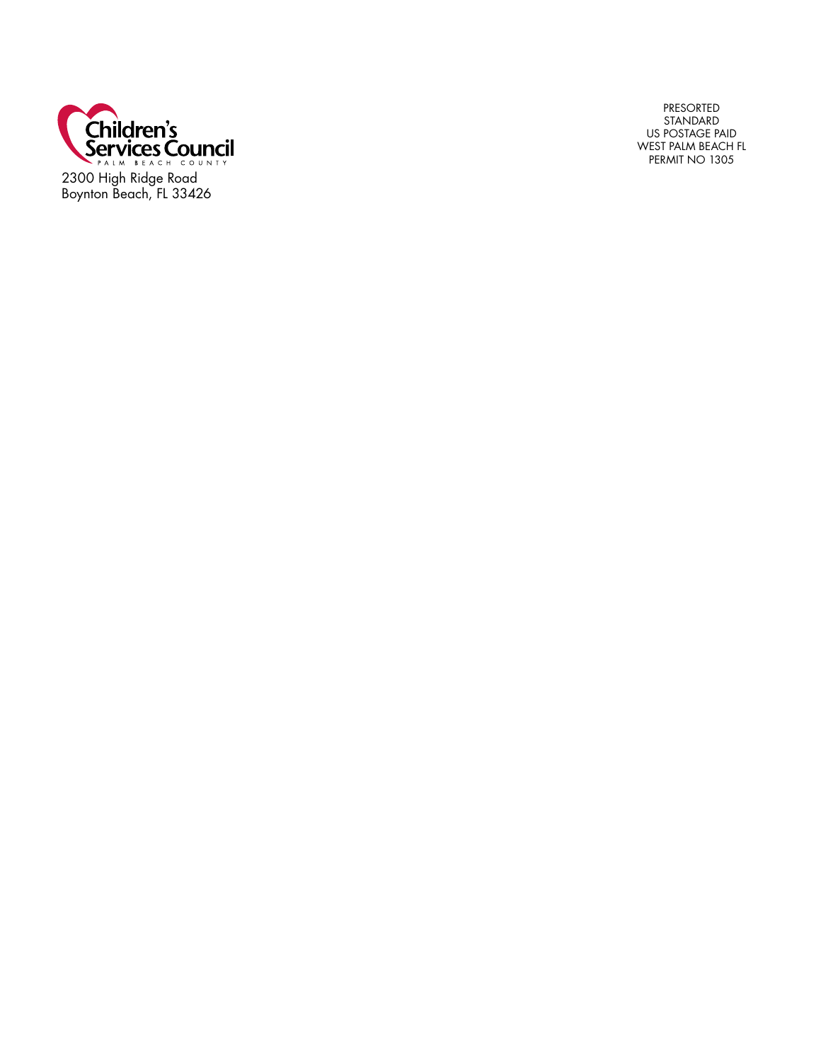Children's Services Council

PALM BEACH COUNTY

2300 High Ridge Road
Boynton Beach, FL 33426

PRESORTED
STANDARD
US POSTAGE PAID
WEST PALM BEACH FL
PERMIT NO 1305